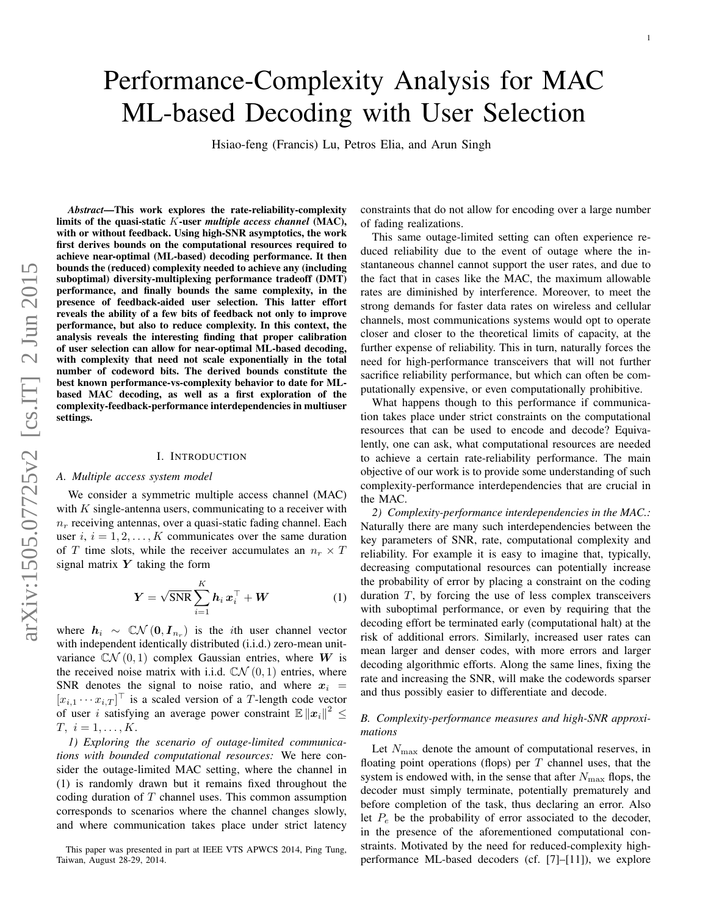# Performance-Complexity Analysis for MAC ML-based Decoding with User Selection

Hsiao-feng (Francis) Lu, Petros Elia, and Arun Singh

***Abstract*—This work explores the rate-reliability-complexity limits of the quasi-static $K$-user *multiple access channel* (MAC), with or without feedback. Using high-SNR asymptotics, the work first derives bounds on the computational resources required to achieve near-optimal (ML-based) decoding performance. It then bounds the (reduced) complexity needed to achieve any (including suboptimal) diversity-multiplexing performance tradeoff (DMT) performance, and finally bounds the same complexity, in the presence of feedback-aided user selection. This latter effort reveals the ability of a few bits of feedback not only to improve performance, but also to reduce complexity. In this context, the analysis reveals the interesting finding that proper calibration of user selection can allow for near-optimal ML-based decoding, with complexity that need not scale exponentially in the total number of codeword bits. The derived bounds constitute the best known performance-vs-complexity behavior to date for ML-based MAC decoding, as well as a first exploration of the complexity-feedback-performance interdependencies in multiuser settings.**

## I. Introduction

### A. Multiple access system model

We consider a symmetric multiple access channel (MAC) with $K$ single-antenna users, communicating to a receiver with $n_r$ receiving antennas, over a quasi-static fading channel. Each user $i$, $i = 1, 2, \ldots, K$ communicates over the same duration of $T$ time slots, while the receiver accumulates an $n_r \times T$ signal matrix $\boldsymbol{Y}$ taking the form

$$\boldsymbol{Y} = \sqrt{\text{SNR}} \sum_{i=1}^{K} \boldsymbol{h}_i \, \boldsymbol{x}_i^\top + \boldsymbol{W} \tag{1}$$

where $\boldsymbol{h}_i \sim \mathbb{CN}(\boldsymbol{0}, \boldsymbol{I}_{n_r})$ is the $i$th user channel vector with independent identically distributed (i.i.d.) zero-mean unit-variance $\mathbb{CN}(0,1)$ complex Gaussian entries, where $\boldsymbol{W}$ is the received noise matrix with i.i.d. $\mathbb{CN}(0,1)$ entries, where SNR denotes the signal to noise ratio, and where $\boldsymbol{x}_i = [x_{i,1} \cdots x_{i,T}]^\top$ is a scaled version of a $T$-length code vector of user $i$ satisfying an average power constraint $\mathbb{E}\|\boldsymbol{x}_i\|^2 \leq T$, $i = 1, \ldots, K$.

*1) Exploring the scenario of outage-limited communications with bounded computational resources:* We here consider the outage-limited MAC setting, where the channel in (1) is randomly drawn but it remains fixed throughout the coding duration of $T$ channel uses. This common assumption corresponds to scenarios where the channel changes slowly, and where communication takes place under strict latency constraints that do not allow for encoding over a large number of fading realizations.

This same outage-limited setting can often experience reduced reliability due to the event of outage where the instantaneous channel cannot support the user rates, and due to the fact that in cases like the MAC, the maximum allowable rates are diminished by interference. Moreover, to meet the strong demands for faster data rates on wireless and cellular channels, most communications systems would opt to operate closer and closer to the theoretical limits of capacity, at the further expense of reliability. This in turn, naturally forces the need for high-performance transceivers that will not further sacrifice reliability performance, but which can often be computationally expensive, or even computationally prohibitive.

What happens though to this performance if communication takes place under strict constraints on the computational resources that can be used to encode and decode? Equivalently, one can ask, what computational resources are needed to achieve a certain rate-reliability performance. The main objective of our work is to provide some understanding of such complexity-performance interdependencies that are crucial in the MAC.

*2) Complexity-performance interdependencies in the MAC.:* Naturally there are many such interdependencies between the key parameters of SNR, rate, computational complexity and reliability. For example it is easy to imagine that, typically, decreasing computational resources can potentially increase the probability of error by placing a constraint on the coding duration $T$, by forcing the use of less complex transceivers with suboptimal performance, or even by requiring that the decoding effort be terminated early (computational halt) at the risk of additional errors. Similarly, increased user rates can mean larger and denser codes, with more errors and larger decoding algorithmic efforts. Along the same lines, fixing the rate and increasing the SNR, will make the codewords sparser and thus possibly easier to differentiate and decode.

### B. Complexity-performance measures and high-SNR approximations

Let $N_{\max}$ denote the amount of computational reserves, in floating point operations (flops) per $T$ channel uses, that the system is endowed with, in the sense that after $N_{\max}$ flops, the decoder must simply terminate, potentially prematurely and before completion of the task, thus declaring an error. Also let $P_e$ be the probability of error associated to the decoder, in the presence of the aforementioned computational constraints. Motivated by the need for reduced-complexity high-performance ML-based decoders (cf. [7]–[11]), we explore

This paper was presented in part at IEEE VTS APWCS 2014, Ping Tung, Taiwan, August 28-29, 2014.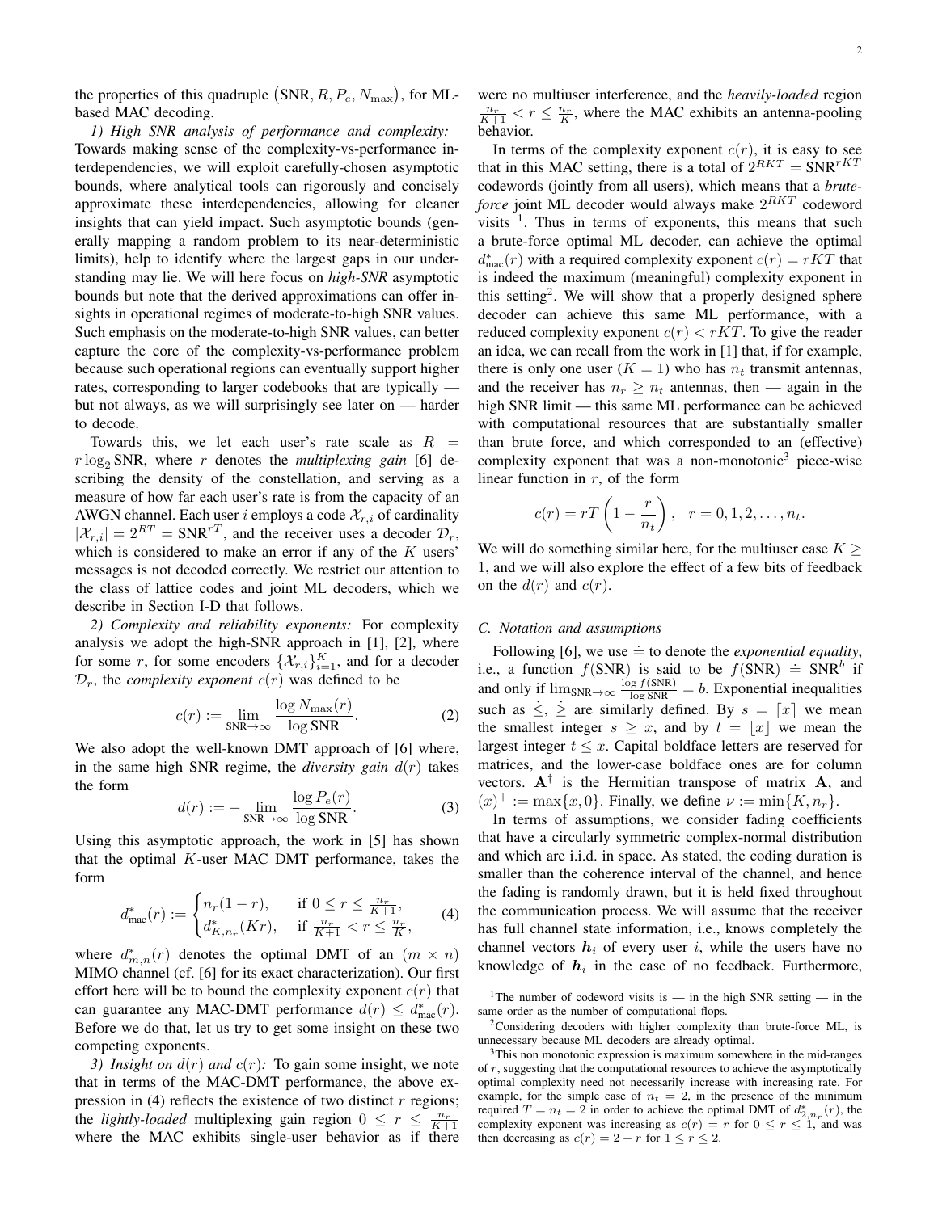the properties of this quadruple $\left(\mathrm{SNR}, R, P_e, N_{\max}\right)$, for ML-based MAC decoding.

*1) High SNR analysis of performance and complexity:* Towards making sense of the complexity-vs-performance interdependencies, we will exploit carefully-chosen asymptotic bounds, where analytical tools can rigorously and concisely approximate these interdependencies, allowing for cleaner insights that can yield impact. Such asymptotic bounds (generally mapping a random problem to its near-deterministic limits), help to identify where the largest gaps in our understanding may lie. We will here focus on *high-SNR* asymptotic bounds but note that the derived approximations can offer insights in operational regimes of moderate-to-high SNR values. Such emphasis on the moderate-to-high SNR values, can better capture the core of the complexity-vs-performance problem because such operational regions can eventually support higher rates, corresponding to larger codebooks that are typically — but not always, as we will surprisingly see later on — harder to decode.

Towards this, we let each user's rate scale as $R = r\log_2 \mathrm{SNR}$, where $r$ denotes the *multiplexing gain* [6] describing the density of the constellation, and serving as a measure of how far each user's rate is from the capacity of an AWGN channel. Each user $i$ employs a code $\mathcal{X}_{r,i}$ of cardinality $|\mathcal{X}_{r,i}| = 2^{RT} = \mathrm{SNR}^{rT}$, and the receiver uses a decoder $\mathcal{D}_r$, which is considered to make an error if any of the $K$ users' messages is not decoded correctly. We restrict our attention to the class of lattice codes and joint ML decoders, which we describe in Section I-D that follows.

*2) Complexity and reliability exponents:* For complexity analysis we adopt the high-SNR approach in [1], [2], where for some $r$, for some encoders $\{\mathcal{X}_{r,i}\}_{i=1}^{K}$, and for a decoder $\mathcal{D}_r$, the *complexity exponent* $c(r)$ was defined to be

$$c(r) := \lim_{\mathrm{SNR}\to\infty} \frac{\log N_{\max}(r)}{\log \mathrm{SNR}}. \tag{2}$$

We also adopt the well-known DMT approach of [6] where, in the same high SNR regime, the *diversity gain* $d(r)$ takes the form

$$d(r) := -\lim_{\mathrm{SNR}\to\infty} \frac{\log P_e(r)}{\log \mathrm{SNR}}. \tag{3}$$

Using this asymptotic approach, the work in [5] has shown that the optimal $K$-user MAC DMT performance, takes the form

$$d^*_{\mathrm{mac}}(r) := \begin{cases} n_r(1-r), & \text{if } 0 \le r \le \frac{n_r}{K+1}, \\ d^*_{K,n_r}(Kr), & \text{if } \frac{n_r}{K+1} < r \le \frac{n_r}{K}, \end{cases} \tag{4}$$

where $d^*_{m,n}(r)$ denotes the optimal DMT of an $(m \times n)$ MIMO channel (cf. [6] for its exact characterization). Our first effort here will be to bound the complexity exponent $c(r)$ that can guarantee any MAC-DMT performance $d(r) \le d^*_{\mathrm{mac}}(r)$. Before we do that, let us try to get some insight on these two competing exponents.

*3) Insight on $d(r)$ and $c(r)$:* To gain some insight, we note that in terms of the MAC-DMT performance, the above expression in (4) reflects the existence of two distinct $r$ regions; the *lightly-loaded* multiplexing gain region $0 \le r \le \frac{n_r}{K+1}$ where the MAC exhibits single-user behavior as if there were no multiuser interference, and the *heavily-loaded* region $\frac{n_r}{K+1} < r \le \frac{n_r}{K}$, where the MAC exhibits an antenna-pooling behavior.

In terms of the complexity exponent $c(r)$, it is easy to see that in this MAC setting, there is a total of $2^{RKT} = \mathrm{SNR}^{rKT}$ codewords (jointly from all users), which means that a *brute-force* joint ML decoder would always make $2^{RKT}$ codeword visits [1]. Thus in terms of exponents, this means that such a brute-force optimal ML decoder, can achieve the optimal $d^*_{\mathrm{mac}}(r)$ with a required complexity exponent $c(r) = rKT$ that is indeed the maximum (meaningful) complexity exponent in this setting[2]. We will show that a properly designed sphere decoder can achieve this same ML performance, with a reduced complexity exponent $c(r) < rKT$. To give the reader an idea, we can recall from the work in [1] that, if for example, there is only one user ($K = 1$) who has $n_t$ transmit antennas, and the receiver has $n_r \ge n_t$ antennas, then — again in the high SNR limit — this same ML performance can be achieved with computational resources that are substantially smaller than brute force, and which corresponded to an (effective) complexity exponent that was a non-monotonic[3] piece-wise linear function in $r$, of the form

$$c(r) = rT\left(1 - \frac{r}{n_t}\right), \quad r = 0, 1, 2, \ldots, n_t.$$

We will do something similar here, for the multiuser case $K \ge 1$, and we will also explore the effect of a few bits of feedback on the $d(r)$ and $c(r)$.

### C. Notation and assumptions

Following [6], we use $\doteq$ to denote the *exponential equality*, i.e., a function $f(\mathrm{SNR})$ is said to be $f(\mathrm{SNR}) \doteq \mathrm{SNR}^b$ if and only if $\lim_{\mathrm{SNR}\to\infty} \frac{\log f(\mathrm{SNR})}{\log \mathrm{SNR}} = b$. Exponential inequalities such as $\dot{\le}$, $\dot{\ge}$ are similarly defined. By $s = \lceil x \rceil$ we mean the smallest integer $s \ge x$, and by $t = \lfloor x \rfloor$ we mean the largest integer $t \le x$. Capital boldface letters are reserved for matrices, and the lower-case boldface ones are for column vectors. $\mathbf{A}^\dagger$ is the Hermitian transpose of matrix $\mathbf{A}$, and $(x)^+ := \max\{x, 0\}$. Finally, we define $\nu := \min\{K, n_r\}$.

In terms of assumptions, we consider fading coefficients that have a circularly symmetric complex-normal distribution and which are i.i.d. in space. As stated, the coding duration is smaller than the coherence interval of the channel, and hence the fading is randomly drawn, but it is held fixed throughout the communication process. We will assume that the receiver has full channel state information, i.e., knows completely the channel vectors $\boldsymbol{h}_i$ of every user $i$, while the users have no knowledge of $\boldsymbol{h}_i$ in the case of no feedback. Furthermore,

[1] The number of codeword visits is — in the high SNR setting — in the same order as the number of computational flops.

[2] Considering decoders with higher complexity than brute-force ML, is unnecessary because ML decoders are already optimal.

[3] This non monotonic expression is maximum somewhere in the mid-ranges of $r$, suggesting that the computational resources to achieve the asymptotically optimal complexity need not necessarily increase with increasing rate. For example, for the simple case of $n_t = 2$, in the presence of the minimum required $T = n_t = 2$ in order to achieve the optimal DMT of $d^*_{2,n_r}(r)$, the complexity exponent was increasing as $c(r) = r$ for $0 \le r \le 1$, and was then decreasing as $c(r) = 2 - r$ for $1 \le r \le 2$.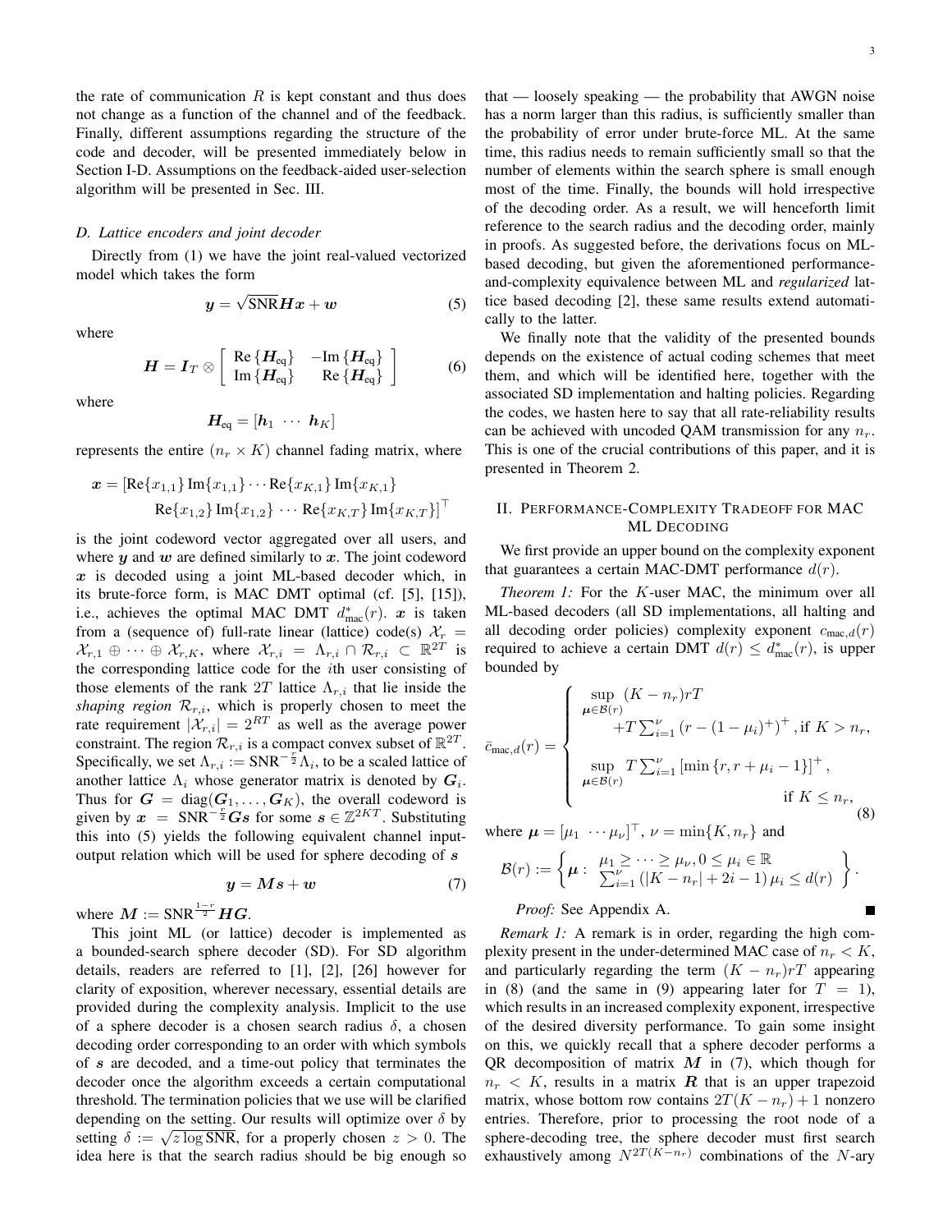the rate of communication $R$ is kept constant and thus does not change as a function of the channel and of the feedback. Finally, different assumptions regarding the structure of the code and decoder, will be presented immediately below in Section I-D. Assumptions on the feedback-aided user-selection algorithm will be presented in Sec. III.

### D. Lattice encoders and joint decoder

Directly from (1) we have the joint real-valued vectorized model which takes the form

$$\boldsymbol{y} = \sqrt{\mathrm{SNR}}\boldsymbol{H}\boldsymbol{x} + \boldsymbol{w} \tag{5}$$

where

$$\boldsymbol{H} = \boldsymbol{I}_T \otimes \begin{bmatrix} \mathrm{Re}\{\boldsymbol{H}_{\mathrm{eq}}\} & -\mathrm{Im}\{\boldsymbol{H}_{\mathrm{eq}}\} \\ \mathrm{Im}\{\boldsymbol{H}_{\mathrm{eq}}\} & \mathrm{Re}\{\boldsymbol{H}_{\mathrm{eq}}\} \end{bmatrix} \tag{6}$$

where

$$\boldsymbol{H}_{\mathrm{eq}} = [\boldsymbol{h}_1 \ \cdots \ \boldsymbol{h}_K]$$

represents the entire $(n_r \times K)$ channel fading matrix, where

$$\boldsymbol{x} = [\mathrm{Re}\{x_{1,1}\}\,\mathrm{Im}\{x_{1,1}\}\cdots\mathrm{Re}\{x_{K,1}\}\,\mathrm{Im}\{x_{K,1}\}$$
$$\mathrm{Re}\{x_{1,2}\}\,\mathrm{Im}\{x_{1,2}\}\,\cdots\,\mathrm{Re}\{x_{K,T}\}\,\mathrm{Im}\{x_{K,T}\}]^\top$$

is the joint codeword vector aggregated over all users, and where $\boldsymbol{y}$ and $\boldsymbol{w}$ are defined similarly to $\boldsymbol{x}$. The joint codeword $\boldsymbol{x}$ is decoded using a joint ML-based decoder which, in its brute-force form, is MAC DMT optimal (cf. [5], [15]), i.e., achieves the optimal MAC DMT $d^*_{\mathrm{mac}}(r)$. $\boldsymbol{x}$ is taken from a (sequence of) full-rate linear (lattice) code(s) $\mathcal{X}_r = \mathcal{X}_{r,1} \oplus \cdots \oplus \mathcal{X}_{r,K}$, where $\mathcal{X}_{r,i} = \Lambda_{r,i} \cap \mathcal{R}_{r,i} \subset \mathbb{R}^{2T}$ is the corresponding lattice code for the $i$th user consisting of those elements of the rank $2T$ lattice $\Lambda_{r,i}$ that lie inside the *shaping region* $\mathcal{R}_{r,i}$, which is properly chosen to meet the rate requirement $|\mathcal{X}_{r,i}| = 2^{RT}$ as well as the average power constraint. The region $\mathcal{R}_{r,i}$ is a compact convex subset of $\mathbb{R}^{2T}$. Specifically, we set $\Lambda_{r,i} := \mathrm{SNR}^{-\frac{r}{2}}\Lambda_i$, to be a scaled lattice of another lattice $\Lambda_i$ whose generator matrix is denoted by $\boldsymbol{G}_i$. Thus for $\boldsymbol{G} = \mathrm{diag}(\boldsymbol{G}_1, \ldots, \boldsymbol{G}_K)$, the overall codeword is given by $\boldsymbol{x} = \mathrm{SNR}^{-\frac{r}{2}}\boldsymbol{G}\boldsymbol{s}$ for some $\boldsymbol{s} \in \mathbb{Z}^{2KT}$. Substituting this into (5) yields the following equivalent channel input-output relation which will be used for sphere decoding of $\boldsymbol{s}$

$$\boldsymbol{y} = \boldsymbol{M}\boldsymbol{s} + \boldsymbol{w} \tag{7}$$

where $\boldsymbol{M} := \mathrm{SNR}^{\frac{1-r}{2}}\boldsymbol{H}\boldsymbol{G}$.

This joint ML (or lattice) decoder is implemented as a bounded-search sphere decoder (SD). For SD algorithm details, readers are referred to [1], [2], [26] however for clarity of exposition, wherever necessary, essential details are provided during the complexity analysis. Implicit to the use of a sphere decoder is a chosen search radius $\delta$, a chosen decoding order corresponding to an order with which symbols of $\boldsymbol{s}$ are decoded, and a time-out policy that terminates the decoder once the algorithm exceeds a certain computational threshold. The termination policies that we use will be clarified depending on the setting. Our results will optimize over $\delta$ by setting $\delta := \sqrt{z \log \mathrm{SNR}}$, for a properly chosen $z > 0$. The idea here is that the search radius should be big enough so that — loosely speaking — the probability that AWGN noise has a norm larger than this radius, is sufficiently smaller than the probability of error under brute-force ML. At the same time, this radius needs to remain sufficiently small so that the number of elements within the search sphere is small enough most of the time. Finally, the bounds will hold irrespective of the decoding order. As a result, we will henceforth limit reference to the search radius and the decoding order, mainly in proofs. As suggested before, the derivations focus on ML-based decoding, but given the aforementioned performance-and-complexity equivalence between ML and *regularized* lattice based decoding [2], these same results extend automatically to the latter.

We finally note that the validity of the presented bounds depends on the existence of actual coding schemes that meet them, and which will be identified here, together with the associated SD implementation and halting policies. Regarding the codes, we hasten here to say that all rate-reliability results can be achieved with uncoded QAM transmission for any $n_r$. This is one of the crucial contributions of this paper, and it is presented in Theorem 2.

## II. Performance-Complexity Tradeoff for MAC ML Decoding

We first provide an upper bound on the complexity exponent that guarantees a certain MAC-DMT performance $d(r)$.

*Theorem 1:* For the $K$-user MAC, the minimum over all ML-based decoders (all SD implementations, all halting and all decoding order policies) complexity exponent $c_{\mathrm{mac},d}(r)$ required to achieve a certain DMT $d(r) \leq d^*_{\mathrm{mac}}(r)$, is upper bounded by

$$\bar{c}_{\mathrm{mac},d}(r) = \begin{cases} \sup\limits_{\boldsymbol{\mu}\in\mathcal{B}(r)} (K - n_r)rT \\ \qquad + T\sum_{i=1}^{\nu}\left(r - (1-\mu_i)^+\right)^+, \text{if } K > n_r, \\ \sup\limits_{\boldsymbol{\mu}\in\mathcal{B}(r)} T\sum_{i=1}^{\nu}\left[\min\{r, r+\mu_i - 1\}\right]^+, \\ \qquad\qquad\qquad\qquad \text{if } K \leq n_r, \end{cases} \tag{8}$$

where $\boldsymbol{\mu} = [\mu_1 \ \cdots \mu_\nu]^\top$, $\nu = \min\{K, n_r\}$ and

$$\mathcal{B}(r) := \left\{ \boldsymbol{\mu} : \begin{array}{l} \mu_1 \geq \cdots \geq \mu_\nu, 0 \leq \mu_i \in \mathbb{R} \\ \sum_{i=1}^{\nu}\left(|K - n_r| + 2i - 1\right)\mu_i \leq d(r) \end{array} \right\}.$$

*Proof:* See Appendix A. ∎

*Remark 1:* A remark is in order, regarding the high complexity present in the under-determined MAC case of $n_r < K$, and particularly regarding the term $(K - n_r)rT$ appearing in (8) (and the same in (9) appearing later for $T = 1$), which results in an increased complexity exponent, irrespective of the desired diversity performance. To gain some insight on this, we quickly recall that a sphere decoder performs a QR decomposition of matrix $\boldsymbol{M}$ in (7), which though for $n_r < K$, results in a matrix $\boldsymbol{R}$ that is an upper trapezoid matrix, whose bottom row contains $2T(K - n_r) + 1$ nonzero entries. Therefore, prior to processing the root node of a sphere-decoding tree, the sphere decoder must first search exhaustively among $N^{2T(K-n_r)}$ combinations of the $N$-ary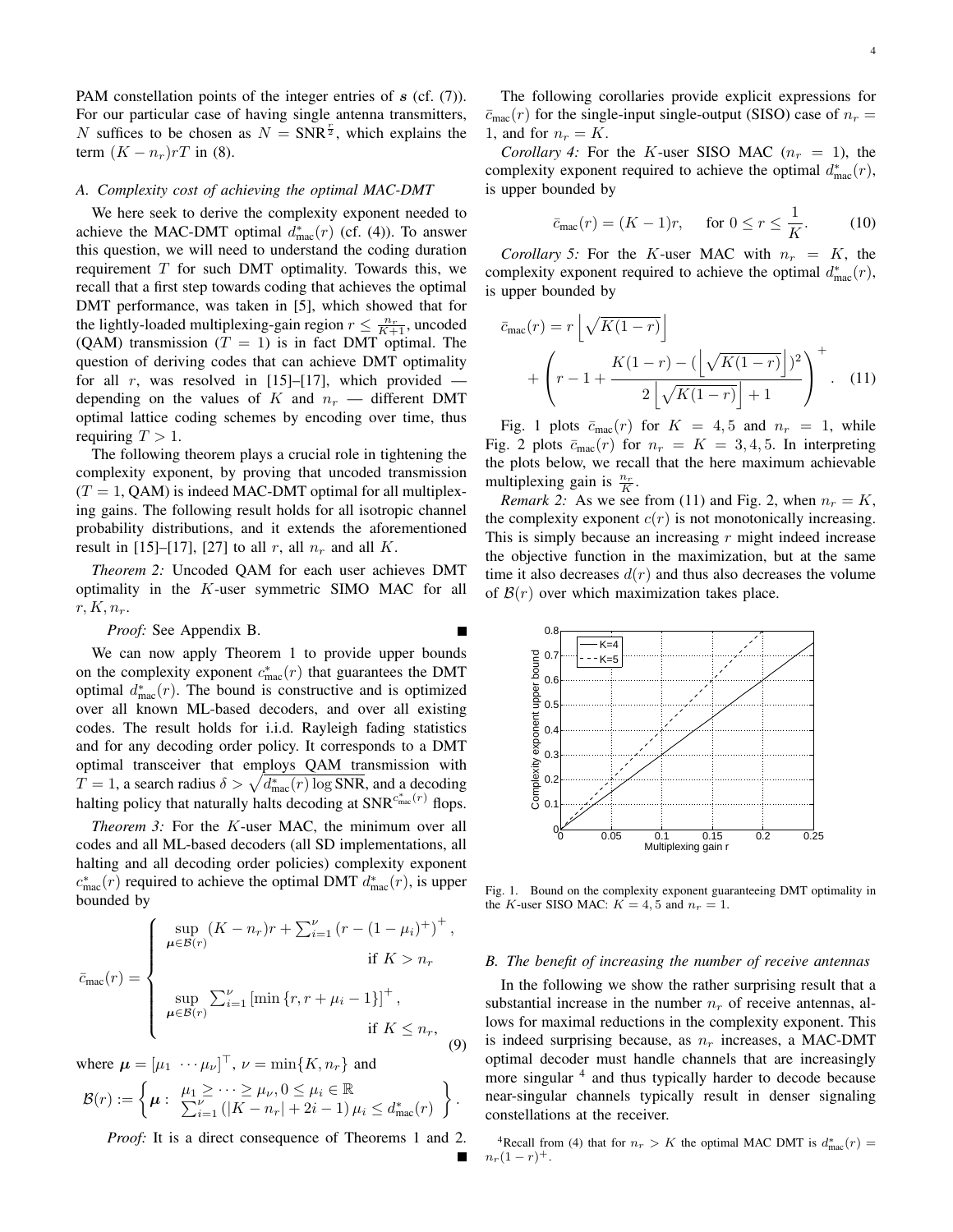PAM constellation points of the integer entries of $\boldsymbol{s}$ (cf. (7)). For our particular case of having single antenna transmitters, $N$ suffices to be chosen as $N = \text{SNR}^{\frac{r}{2}}$, which explains the term $(K - n_r)rT$ in (8).

### A. Complexity cost of achieving the optimal MAC-DMT

We here seek to derive the complexity exponent needed to achieve the MAC-DMT optimal $d^*_{\text{mac}}(r)$ (cf. (4)). To answer this question, we will need to understand the coding duration requirement $T$ for such DMT optimality. Towards this, we recall that a first step towards coding that achieves the optimal DMT performance, was taken in [5], which showed that for the lightly-loaded multiplexing-gain region $r \leq \frac{n_r}{K+1}$, uncoded (QAM) transmission ($T = 1$) is in fact DMT optimal. The question of deriving codes that can achieve DMT optimality for all $r$, was resolved in [15]–[17], which provided — depending on the values of $K$ and $n_r$ — different DMT optimal lattice coding schemes by encoding over time, thus requiring $T > 1$.

The following theorem plays a crucial role in tightening the complexity exponent, by proving that uncoded transmission ($T = 1$, QAM) is indeed MAC-DMT optimal for all multiplexing gains. The following result holds for all isotropic channel probability distributions, and it extends the aforementioned result in [15]–[17], [27] to all $r$, all $n_r$ and all $K$.

*Theorem 2:* Uncoded QAM for each user achieves DMT optimality in the $K$-user symmetric SIMO MAC for all $r, K, n_r$.

*Proof:* See Appendix B. ∎

We can now apply Theorem 1 to provide upper bounds on the complexity exponent $c^*_{\text{mac}}(r)$ that guarantees the DMT optimal $d^*_{\text{mac}}(r)$. The bound is constructive and is optimized over all known ML-based decoders, and over all existing codes. The result holds for i.i.d. Rayleigh fading statistics and for any decoding order policy. It corresponds to a DMT optimal transceiver that employs QAM transmission with $T = 1$, a search radius $\delta > \sqrt{d^*_{\text{mac}}(r)\log \text{SNR}}$, and a decoding halting policy that naturally halts decoding at $\text{SNR}^{c^*_{\text{mac}}(r)}$ flops.

*Theorem 3:* For the $K$-user MAC, the minimum over all codes and all ML-based decoders (all SD implementations, all halting and all decoding order policies) complexity exponent $c^*_{\text{mac}}(r)$ required to achieve the optimal DMT $d^*_{\text{mac}}(r)$, is upper bounded by

$$\bar{c}_{\text{mac}}(r) = \begin{cases} \sup\limits_{\boldsymbol{\mu}\in\mathcal{B}(r)} (K - n_r)r + \sum_{i=1}^{\nu} \left(r - (1-\mu_i)^+\right)^+, & \text{if } K > n_r \\ \sup\limits_{\boldsymbol{\mu}\in\mathcal{B}(r)} \sum_{i=1}^{\nu} \left[\min\{r, r + \mu_i - 1\}\right]^+, & \text{if } K \leq n_r, \end{cases} \tag{9}$$

where $\boldsymbol{\mu} = [\mu_1 \ \cdots \mu_\nu]^\top$, $\nu = \min\{K, n_r\}$ and

$$\mathcal{B}(r) := \left\{ \boldsymbol{\mu} : \begin{array}{l} \mu_1 \geq \cdots \geq \mu_\nu, 0 \leq \mu_i \in \mathbb{R} \\ \sum_{i=1}^{\nu} \left(|K - n_r| + 2i - 1\right)\mu_i \leq d^*_{\text{mac}}(r) \end{array} \right\}.$$

*Proof:* It is a direct consequence of Theorems 1 and 2. ∎

The following corollaries provide explicit expressions for $\bar{c}_{\text{mac}}(r)$ for the single-input single-output (SISO) case of $n_r = 1$, and for $n_r = K$.

*Corollary 4:* For the $K$-user SISO MAC ($n_r = 1$), the complexity exponent required to achieve the optimal $d^*_{\text{mac}}(r)$, is upper bounded by

$$\bar{c}_{\text{mac}}(r) = (K-1)r, \quad \text{for } 0 \leq r \leq \frac{1}{K}. \tag{10}$$

*Corollary 5:* For the $K$-user MAC with $n_r = K$, the complexity exponent required to achieve the optimal $d^*_{\text{mac}}(r)$, is upper bounded by

$$\bar{c}_{\text{mac}}(r) = r\left\lfloor\sqrt{K(1-r)}\right\rfloor + \left(r - 1 + \frac{K(1-r) - (\left\lfloor\sqrt{K(1-r)}\right\rfloor)^2}{2\left\lfloor\sqrt{K(1-r)}\right\rfloor + 1}\right)^+. \tag{11}$$

Fig. 1 plots $\bar{c}_{\text{mac}}(r)$ for $K = 4, 5$ and $n_r = 1$, while Fig. 2 plots $\bar{c}_{\text{mac}}(r)$ for $n_r = K = 3, 4, 5$. In interpreting the plots below, we recall that the here maximum achievable multiplexing gain is $\frac{n_r}{K}$.

*Remark 2:* As we see from (11) and Fig. 2, when $n_r = K$, the complexity exponent $c(r)$ is not monotonically increasing. This is simply because an increasing $r$ might indeed increase the objective function in the maximization, but at the same time it also decreases $d(r)$ and thus also decreases the volume of $\mathcal{B}(r)$ over which maximization takes place.

Fig. 1. Bound on the complexity exponent guaranteeing DMT optimality in the $K$-user SISO MAC: $K = 4, 5$ and $n_r = 1$.

### B. The benefit of increasing the number of receive antennas

In the following we show the rather surprising result that a substantial increase in the number $n_r$ of receive antennas, allows for maximal reductions in the complexity exponent. This is indeed surprising because, as $n_r$ increases, a MAC-DMT optimal decoder must handle channels that are increasingly more singular [4] and thus typically harder to decode because near-singular channels typically result in denser signaling constellations at the receiver.

[4]Recall from (4) that for $n_r > K$ the optimal MAC DMT is $d^*_{\text{mac}}(r) = n_r(1-r)^+$.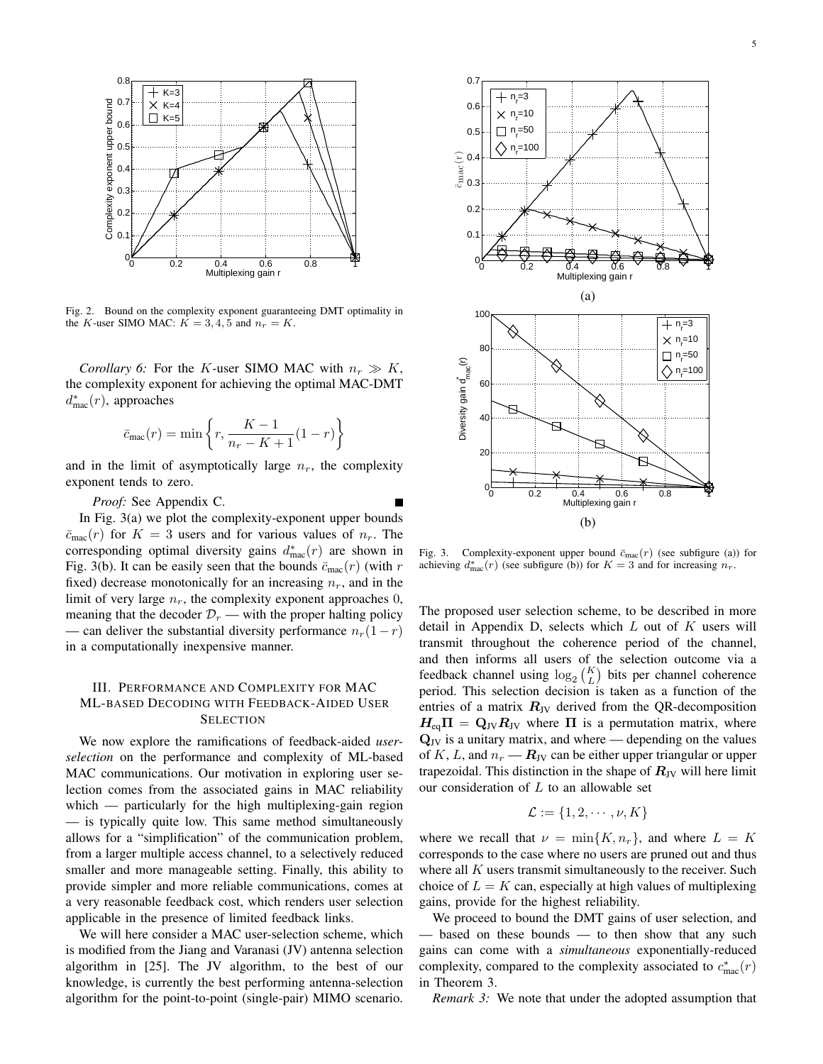Fig. 2. Bound on the complexity exponent guaranteeing DMT optimality in the $K$-user SIMO MAC: $K = 3, 4, 5$ and $n_r = K$.

*Corollary 6:* For the $K$-user SIMO MAC with $n_r \gg K$, the complexity exponent for achieving the optimal MAC-DMT $d^*_{\text{mac}}(r)$, approaches

$$\bar{c}_{\text{mac}}(r) = \min\left\{r, \frac{K-1}{n_r - K + 1}(1-r)\right\}$$

and in the limit of asymptotically large $n_r$, the complexity exponent tends to zero.

*Proof:* See Appendix C. ∎

In Fig. 3(a) we plot the complexity-exponent upper bounds $\bar{c}_{\text{mac}}(r)$ for $K = 3$ users and for various values of $n_r$. The corresponding optimal diversity gains $d^*_{\text{mac}}(r)$ are shown in Fig. 3(b). It can be easily seen that the bounds $\bar{c}_{\text{mac}}(r)$ (with $r$ fixed) decrease monotonically for an increasing $n_r$, and in the limit of very large $n_r$, the complexity exponent approaches 0, meaning that the decoder $\mathcal{D}_r$ — with the proper halting policy — can deliver the substantial diversity performance $n_r(1-r)$ in a computationally inexpensive manner.

Fig. 3. Complexity-exponent upper bound $\bar{c}_{\text{mac}}(r)$ (see subfigure (a)) for achieving $d^*_{\text{mac}}(r)$ (see subfigure (b)) for $K = 3$ and for increasing $n_r$.

## III. Performance and Complexity for MAC ML-based Decoding with Feedback-Aided User Selection

We now explore the ramifications of feedback-aided *user-selection* on the performance and complexity of ML-based MAC communications. Our motivation in exploring user selection comes from the associated gains in MAC reliability which — particularly for the high multiplexing-gain region — is typically quite low. This same method simultaneously allows for a "simplification" of the communication problem, from a larger multiple access channel, to a selectively reduced smaller and more manageable setting. Finally, this ability to provide simpler and more reliable communications, comes at a very reasonable feedback cost, which renders user selection applicable in the presence of limited feedback links.

We will here consider a MAC user-selection scheme, which is modified from the Jiang and Varanasi (JV) antenna selection algorithm in [25]. The JV algorithm, to the best of our knowledge, is currently the best performing antenna-selection algorithm for the point-to-point (single-pair) MIMO scenario. The proposed user selection scheme, to be described in more detail in Appendix D, selects which $L$ out of $K$ users will transmit throughout the coherence period of the channel, and then informs all users of the selection outcome via a feedback channel using $\log_2 \binom{K}{L}$ bits per channel coherence period. This selection decision is taken as a function of the entries of a matrix $\boldsymbol{R}_{\text{JV}}$ derived from the QR-decomposition $\boldsymbol{H}_{\text{eq}}\boldsymbol{\Pi} = \mathbf{Q}_{\text{JV}}\boldsymbol{R}_{\text{JV}}$ where $\boldsymbol{\Pi}$ is a permutation matrix, where $\mathbf{Q}_{\text{JV}}$ is a unitary matrix, and where — depending on the values of $K$, $L$, and $n_r$ — $\boldsymbol{R}_{\text{JV}}$ can be either upper triangular or upper trapezoidal. This distinction in the shape of $\boldsymbol{R}_{\text{JV}}$ will here limit our consideration of $L$ to an allowable set

$$\mathcal{L} := \{1, 2, \cdots, \nu, K\}$$

where we recall that $\nu = \min\{K, n_r\}$, and where $L = K$ corresponds to the case where no users are pruned out and thus where all $K$ users transmit simultaneously to the receiver. Such choice of $L = K$ can, especially at high values of multiplexing gains, provide for the highest reliability.

We proceed to bound the DMT gains of user selection, and — based on these bounds — to then show that any such gains can come with a *simultaneous* exponentially-reduced complexity, compared to the complexity associated to $c^*_{\text{mac}}(r)$ in Theorem 3.

*Remark 3:* We note that under the adopted assumption that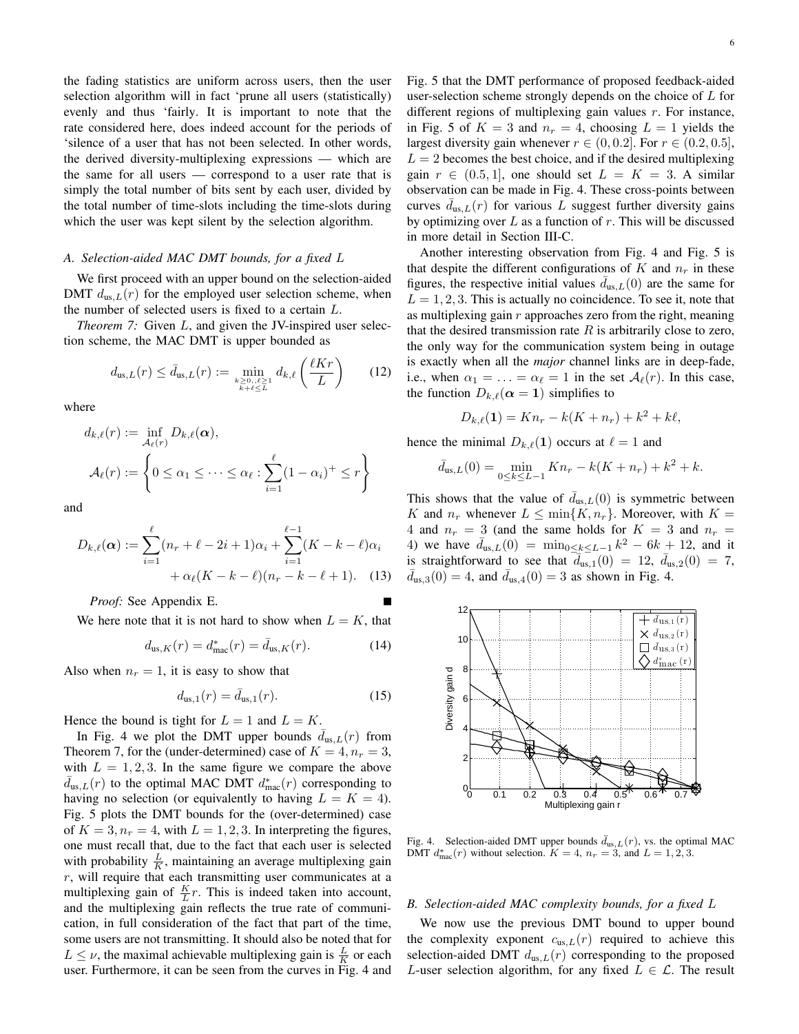the fading statistics are uniform across users, then the user selection algorithm will in fact 'prune all users (statistically) evenly and thus 'fairly. It is important to note that the rate considered here, does indeed account for the periods of 'silence of a user that has not been selected. In other words, the derived diversity-multiplexing expressions — which are the same for all users — correspond to a user rate that is simply the total number of bits sent by each user, divided by the total number of time-slots including the time-slots during which the user was kept silent by the selection algorithm.

### A. Selection-aided MAC DMT bounds, for a fixed $L$

We first proceed with an upper bound on the selection-aided DMT $d_{\text{us},L}(r)$ for the employed user selection scheme, when the number of selected users is fixed to a certain $L$.

*Theorem 7:* Given $L$, and given the JV-inspired user selection scheme, the MAC DMT is upper bounded as

$$d_{\text{us},L}(r) \le \bar{d}_{\text{us},L}(r) := \min_{\substack{k\ge 0,\,\ell\ge 1\\ k+\ell\le L}} d_{k,\ell}\left(\frac{\ell K r}{L}\right) \quad (12)$$

where

$$d_{k,\ell}(r) := \inf_{\mathcal{A}_\ell(r)} D_{k,\ell}(\boldsymbol{\alpha}),$$

$$\mathcal{A}_\ell(r) := \left\{0 \le \alpha_1 \le \cdots \le \alpha_\ell : \sum_{i=1}^{\ell}(1-\alpha_i)^+ \le r\right\}$$

and

$$D_{k,\ell}(\boldsymbol{\alpha}) := \sum_{i=1}^{\ell}(n_r+\ell-2i+1)\alpha_i + \sum_{i=1}^{\ell-1}(K-k-\ell)\alpha_i + \alpha_\ell(K-k-\ell)(n_r-k-\ell+1). \quad (13)$$

*Proof:* See Appendix E. ∎

We here note that it is not hard to show when $L = K$, that

$$d_{\text{us},K}(r) = d^*_{\text{mac}}(r) = \bar{d}_{\text{us},K}(r). \quad (14)$$

Also when $n_r = 1$, it is easy to show that

$$d_{\text{us},1}(r) = \bar{d}_{\text{us},1}(r). \quad (15)$$

Hence the bound is tight for $L = 1$ and $L = K$.

In Fig. 4 we plot the DMT upper bounds $\bar{d}_{\text{us},L}(r)$ from Theorem 7, for the (under-determined) case of $K = 4, n_r = 3$, with $L = 1, 2, 3$. In the same figure we compare the above $\bar{d}_{\text{us},L}(r)$ to the optimal MAC DMT $d^*_{\text{mac}}(r)$ corresponding to having no selection (or equivalently to having $L = K = 4$). Fig. 5 plots the DMT bounds for the (over-determined) case of $K = 3, n_r = 4$, with $L = 1, 2, 3$. In interpreting the figures, one must recall that, due to the fact that each user is selected with probability $\frac{L}{K}$, maintaining an average multiplexing gain $r$, will require that each transmitting user communicates at a multiplexing gain of $\frac{K}{L}r$. This is indeed taken into account, and the multiplexing gain reflects the true rate of communication, in full consideration of the fact that part of the time, some users are not transmitting. It should also be noted that for $L \le \nu$, the maximal achievable multiplexing gain is $\frac{L}{K}$ or each user. Furthermore, it can be seen from the curves in Fig. 4 and Fig. 5 that the DMT performance of proposed feedback-aided user-selection scheme strongly depends on the choice of $L$ for different regions of multiplexing gain values $r$. For instance, in Fig. 5 of $K = 3$ and $n_r = 4$, choosing $L = 1$ yields the largest diversity gain whenever $r \in (0, 0.2]$. For $r \in (0.2, 0.5]$, $L = 2$ becomes the best choice, and if the desired multiplexing gain $r \in (0.5, 1]$, one should set $L = K = 3$. A similar observation can be made in Fig. 4. These cross-points between curves $\bar{d}_{\text{us},L}(r)$ for various $L$ suggest further diversity gains by optimizing over $L$ as a function of $r$. This will be discussed in more detail in Section III-C.

Another interesting observation from Fig. 4 and Fig. 5 is that despite the different configurations of $K$ and $n_r$ in these figures, the respective initial values $\bar{d}_{\text{us},L}(0)$ are the same for $L = 1, 2, 3$. This is actually no coincidence. To see it, note that as multiplexing gain $r$ approaches zero from the right, meaning that the desired transmission rate $R$ is arbitrarily close to zero, the only way for the communication system being in outage is exactly when all the *major* channel links are in deep-fade, i.e., when $\alpha_1 = \ldots = \alpha_\ell = 1$ in the set $\mathcal{A}_\ell(r)$. In this case, the function $D_{k,\ell}(\boldsymbol{\alpha} = \mathbf{1})$ simplifies to

$$D_{k,\ell}(\mathbf{1}) = Kn_r - k(K+n_r) + k^2 + k\ell,$$

hence the minimal $D_{k,\ell}(\mathbf{1})$ occurs at $\ell = 1$ and

$$\bar{d}_{\text{us},L}(0) = \min_{0\le k\le L-1} Kn_r - k(K+n_r) + k^2 + k.$$

This shows that the value of $\bar{d}_{\text{us},L}(0)$ is symmetric between $K$ and $n_r$ whenever $L \le \min\{K, n_r\}$. Moreover, with $K = 4$ and $n_r = 3$ (and the same holds for $K = 3$ and $n_r = 4$) we have $\bar{d}_{\text{us},L}(0) = \min_{0\le k\le L-1} k^2 - 6k + 12$, and it is straightforward to see that $\bar{d}_{\text{us},1}(0) = 12$, $\bar{d}_{\text{us},2}(0) = 7$, $\bar{d}_{\text{us},3}(0) = 4$, and $\bar{d}_{\text{us},4}(0) = 3$ as shown in Fig. 4.

Fig. 4. Selection-aided DMT upper bounds $\bar{d}_{\text{us},L}(r)$, vs. the optimal MAC DMT $d^*_{\text{mac}}(r)$ without selection. $K = 4$, $n_r = 3$, and $L = 1, 2, 3$.

### B. Selection-aided MAC complexity bounds, for a fixed $L$

We now use the previous DMT bound to upper bound the complexity exponent $c_{\text{us},L}(r)$ required to achieve this selection-aided DMT $d_{\text{us},L}(r)$ corresponding to the proposed $L$-user selection algorithm, for any fixed $L \in \mathcal{L}$. The result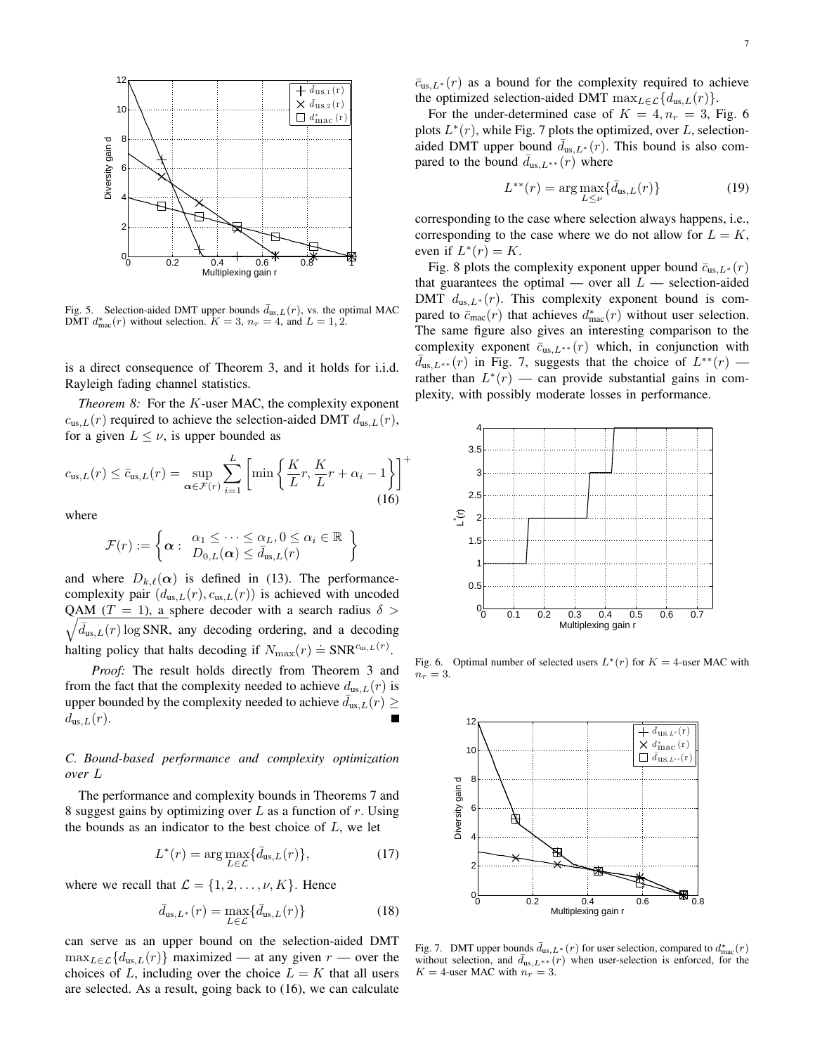Fig. 5. Selection-aided DMT upper bounds $\bar{d}_{\text{us},L}(r)$, vs. the optimal MAC DMT $d^*_{\text{mac}}(r)$ without selection. $K = 3$, $n_r = 4$, and $L = 1, 2$.

is a direct consequence of Theorem 3, and it holds for i.i.d. Rayleigh fading channel statistics.

*Theorem 8:* For the $K$-user MAC, the complexity exponent $c_{\text{us},L}(r)$ required to achieve the selection-aided DMT $d_{\text{us},L}(r)$, for a given $L \leq \nu$, is upper bounded as

$$c_{\text{us},L}(r) \leq \bar{c}_{\text{us},L}(r) = \sup_{\boldsymbol{\alpha} \in \mathcal{F}(r)} \sum_{i=1}^{L} \left[ \min\left\{ \frac{K}{L} r, \frac{K}{L} r + \alpha_i - 1 \right\} \right]^+ \quad (16)$$

where

$$\mathcal{F}(r) := \left\{ \boldsymbol{\alpha} : \begin{array}{l} \alpha_1 \leq \cdots \leq \alpha_L, 0 \leq \alpha_i \in \mathbb{R} \\ D_{0,L}(\boldsymbol{\alpha}) \leq \bar{d}_{\text{us},L}(r) \end{array} \right\}$$

and where $D_{k,\ell}(\boldsymbol{\alpha})$ is defined in (13). The performance-complexity pair $(d_{\text{us},L}(r), c_{\text{us},L}(r))$ is achieved with uncoded QAM ($T = 1$), a sphere decoder with a search radius $\delta > \sqrt{\bar{d}_{\text{us},L}(r) \log \text{SNR}}$, any decoding ordering, and a decoding halting policy that halts decoding if $N_{\max}(r) \doteq \text{SNR}^{c_{\text{us},L}(r)}$.

*Proof:* The result holds directly from Theorem 3 and from the fact that the complexity needed to achieve $d_{\text{us},L}(r)$ is upper bounded by the complexity needed to achieve $\bar{d}_{\text{us},L}(r) \geq d_{\text{us},L}(r)$. ∎

### C. Bound-based performance and complexity optimization over $L$

The performance and complexity bounds in Theorems 7 and 8 suggest gains by optimizing over $L$ as a function of $r$. Using the bounds as an indicator to the best choice of $L$, we let

$$L^*(r) = \arg\max_{L \in \mathcal{L}} \{\bar{d}_{\text{us},L}(r)\}, \quad (17)$$

where we recall that $\mathcal{L} = \{1, 2, \ldots, \nu, K\}$. Hence

$$\bar{d}_{\text{us},L^*}(r) = \max_{L \in \mathcal{L}} \{\bar{d}_{\text{us},L}(r)\} \quad (18)$$

can serve as an upper bound on the selection-aided DMT $\max_{L \in \mathcal{L}} \{d_{\text{us},L}(r)\}$ maximized — at any given $r$ — over the choices of $L$, including over the choice $L = K$ that all users are selected. As a result, going back to (16), we can calculate $\bar{c}_{\text{us},L^*}(r)$ as a bound for the complexity required to achieve the optimized selection-aided DMT $\max_{L \in \mathcal{L}} \{d_{\text{us},L}(r)\}$.

For the under-determined case of $K = 4, n_r = 3$, Fig. 6 plots $L^*(r)$, while Fig. 7 plots the optimized, over $L$, selection-aided DMT upper bound $\bar{d}_{\text{us},L^*}(r)$. This bound is also compared to the bound $\bar{d}_{\text{us},L^{**}}(r)$ where

$$L^{**}(r) = \arg\max_{L \leq \nu} \{\bar{d}_{\text{us},L}(r)\} \quad (19)$$

corresponding to the case where selection always happens, i.e., corresponding to the case where we do not allow for $L = K$, even if $L^*(r) = K$.

Fig. 8 plots the complexity exponent upper bound $\bar{c}_{\text{us},L^*}(r)$ that guarantees the optimal — over all $L$ — selection-aided DMT $d_{\text{us},L^*}(r)$. This complexity exponent bound is compared to $\bar{c}_{\text{mac}}(r)$ that achieves $d^*_{\text{mac}}(r)$ without user selection. The same figure also gives an interesting comparison to the complexity exponent $\bar{c}_{\text{us},L^{**}}(r)$ which, in conjunction with $\bar{d}_{\text{us},L^{**}}(r)$ in Fig. 7, suggests that the choice of $L^{**}(r)$ — rather than $L^*(r)$ — can provide substantial gains in complexity, with possibly moderate losses in performance.

Fig. 6. Optimal number of selected users $L^*(r)$ for $K = 4$-user MAC with $n_r = 3$.

Fig. 7. DMT upper bounds $\bar{d}_{\text{us},L^*}(r)$ for user selection, compared to $d^*_{\text{mac}}(r)$ without selection, and $\bar{d}_{\text{us},L^{**}}(r)$ when user-selection is enforced, for the $K = 4$-user MAC with $n_r = 3$.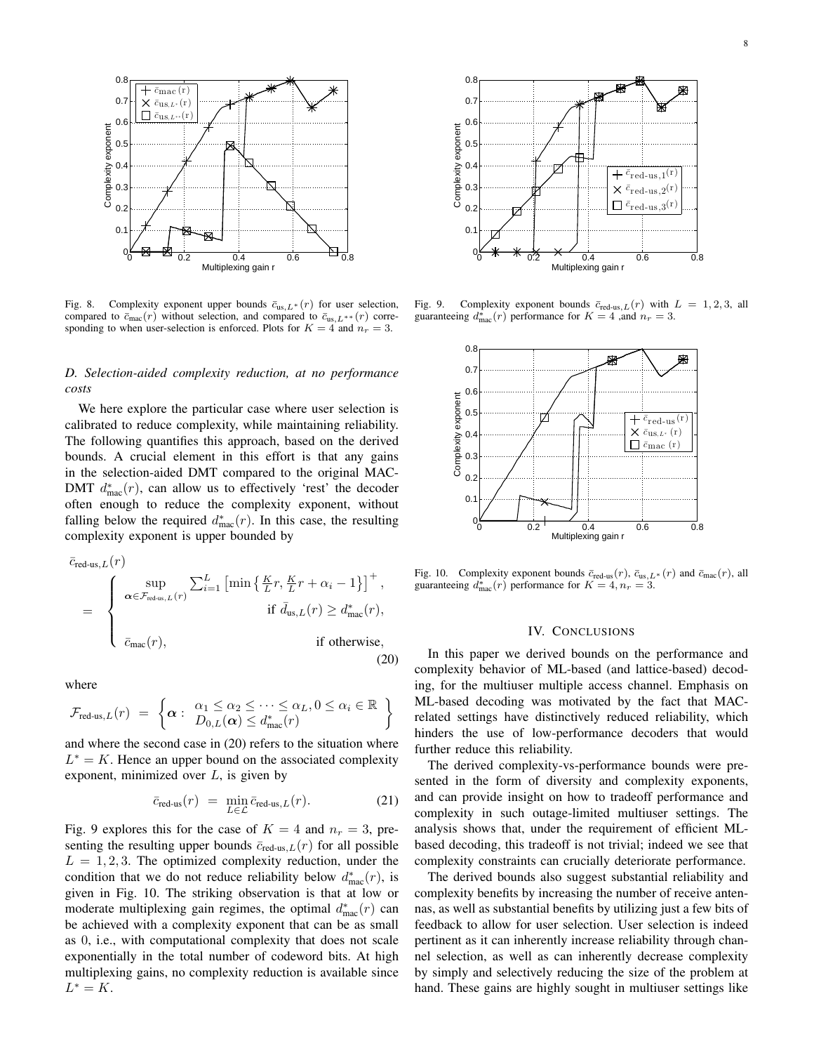Fig. 8. Complexity exponent upper bounds $\bar{c}_{\text{us},L^*}(r)$ for user selection, compared to $\bar{c}_{\text{mac}}(r)$ without selection, and compared to $\bar{c}_{\text{us},L^{**}}(r)$ corresponding to when user-selection is enforced. Plots for $K = 4$ and $n_r = 3$.

### D. Selection-aided complexity reduction, at no performance costs

We here explore the particular case where user selection is calibrated to reduce complexity, while maintaining reliability. The following quantifies this approach, based on the derived bounds. A crucial element in this effort is that any gains in the selection-aided DMT compared to the original MAC-DMT $d^*_{\text{mac}}(r)$, can allow us to effectively 'rest' the decoder often enough to reduce the complexity exponent, without falling below the required $d^*_{\text{mac}}(r)$. In this case, the resulting complexity exponent is upper bounded by

$$\bar{c}_{\text{red-us},L}(r) = \begin{cases} \sup_{\boldsymbol{\alpha}\in\mathcal{F}_{\text{red-us},L}(r)} \sum_{i=1}^{L} \left[\min\left\{\frac{K}{L}r, \frac{K}{L}r + \alpha_i - 1\right\}\right]^+, & \text{if } \bar{d}_{\text{us},L}(r) \geq d^*_{\text{mac}}(r), \\ \bar{c}_{\text{mac}}(r), & \text{if otherwise,} \end{cases} \tag{20}$$

where

$$\mathcal{F}_{\text{red-us},L}(r) = \left\{\boldsymbol{\alpha} : \begin{array}{c} \alpha_1 \leq \alpha_2 \leq \cdots \leq \alpha_L, 0 \leq \alpha_i \in \mathbb{R} \\ D_{0,L}(\boldsymbol{\alpha}) \leq d^*_{\text{mac}}(r) \end{array}\right\}$$

and where the second case in (20) refers to the situation where $L^* = K$. Hence an upper bound on the associated complexity exponent, minimized over $L$, is given by

$$\bar{c}_{\text{red-us}}(r) = \min_{L\in\mathcal{L}} \bar{c}_{\text{red-us},L}(r). \tag{21}$$

Fig. 9 explores this for the case of $K = 4$ and $n_r = 3$, presenting the resulting upper bounds $\bar{c}_{\text{red-us},L}(r)$ for all possible $L = 1, 2, 3$. The optimized complexity reduction, under the condition that we do not reduce reliability below $d^*_{\text{mac}}(r)$, is given in Fig. 10. The striking observation is that at low or moderate multiplexing gain regimes, the optimal $d^*_{\text{mac}}(r)$ can be achieved with a complexity exponent that can be as small as 0, i.e., with computational complexity that does not scale exponentially in the total number of codeword bits. At high multiplexing gains, no complexity reduction is available since $L^* = K$.

Fig. 9. Complexity exponent bounds $\bar{c}_{\text{red-us},L}(r)$ with $L = 1, 2, 3$, all guaranteeing $d^*_{\text{mac}}(r)$ performance for $K = 4$ ,and $n_r = 3$.

Fig. 10. Complexity exponent bounds $\bar{c}_{\text{red-us}}(r)$, $\bar{c}_{\text{us},L^*}(r)$ and $\bar{c}_{\text{mac}}(r)$, all guaranteeing $d^*_{\text{mac}}(r)$ performance for $K = 4, n_r = 3$.

## IV. Conclusions

In this paper we derived bounds on the performance and complexity behavior of ML-based (and lattice-based) decoding, for the multiuser multiple access channel. Emphasis on ML-based decoding was motivated by the fact that MAC-related settings have distinctively reduced reliability, which hinders the use of low-performance decoders that would further reduce this reliability.

The derived complexity-vs-performance bounds were presented in the form of diversity and complexity exponents, and can provide insight on how to tradeoff performance and complexity in such outage-limited multiuser settings. The analysis shows that, under the requirement of efficient ML-based decoding, this tradeoff is not trivial; indeed we see that complexity constraints can crucially deteriorate performance.

The derived bounds also suggest substantial reliability and complexity benefits by increasing the number of receive antennas, as well as substantial benefits by utilizing just a few bits of feedback to allow for user selection. User selection is indeed pertinent as it can inherently increase reliability through channel selection, as well as can inherently decrease complexity by simply and selectively reducing the size of the problem at hand. These gains are highly sought in multiuser settings like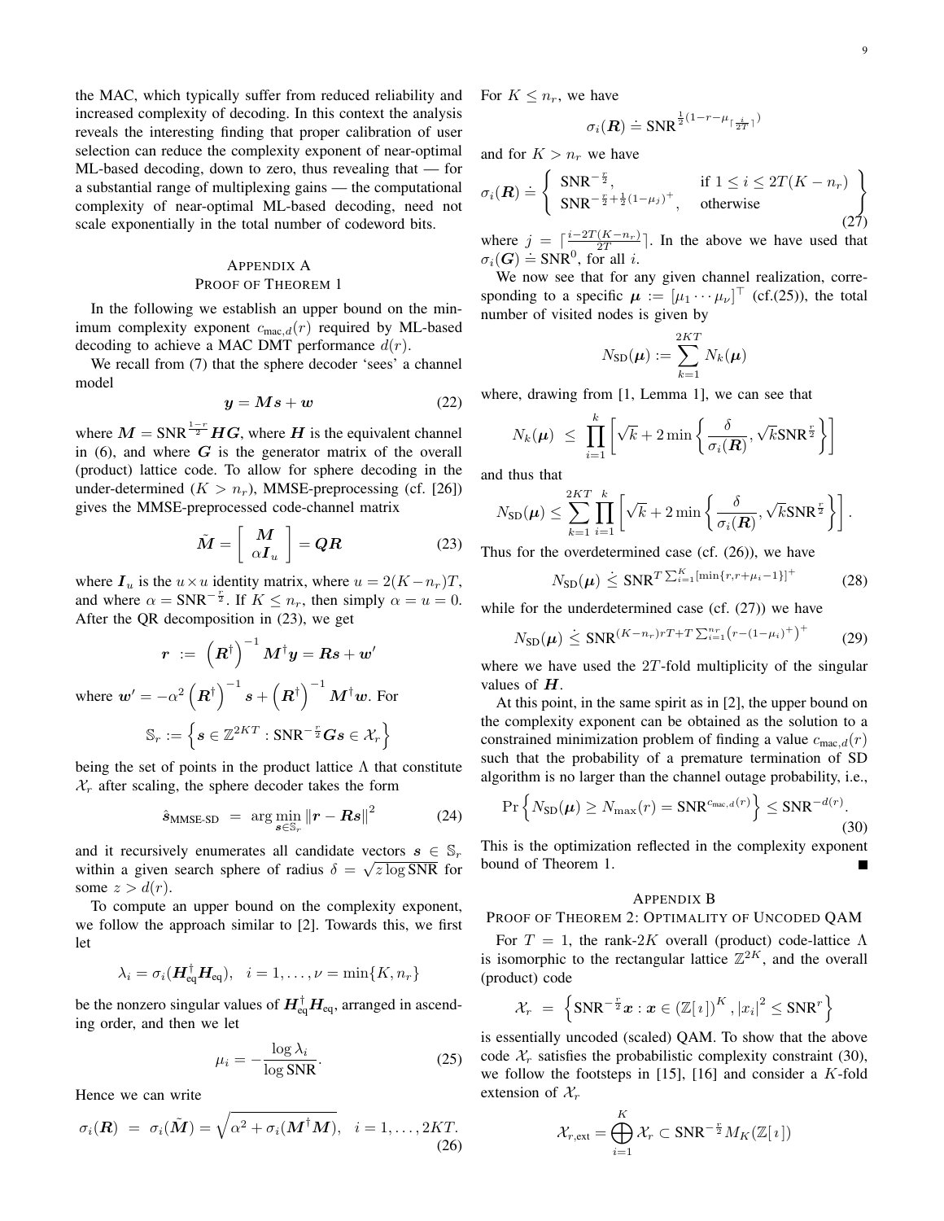the MAC, which typically suffer from reduced reliability and increased complexity of decoding. In this context the analysis reveals the interesting finding that proper calibration of user selection can reduce the complexity exponent of near-optimal ML-based decoding, down to zero, thus revealing that — for a substantial range of multiplexing gains — the computational complexity of near-optimal ML-based decoding, need not scale exponentially in the total number of codeword bits.

## Appendix A
## Proof of Theorem 1

In the following we establish an upper bound on the minimum complexity exponent $c_{\text{mac},d}(r)$ required by ML-based decoding to achieve a MAC DMT performance $d(r)$.

We recall from (7) that the sphere decoder 'sees' a channel model

$$\boldsymbol{y} = \boldsymbol{M}\boldsymbol{s} + \boldsymbol{w} \tag{22}$$

where $\boldsymbol{M} = \text{SNR}^{\frac{1-r}{2}}\boldsymbol{H}\boldsymbol{G}$, where $\boldsymbol{H}$ is the equivalent channel in (6), and where $\boldsymbol{G}$ is the generator matrix of the overall (product) lattice code. To allow for sphere decoding in the under-determined ($K > n_r$), MMSE-preprocessing (cf. [26]) gives the MMSE-preprocessed code-channel matrix

$$\tilde{\boldsymbol{M}} = \begin{bmatrix} \boldsymbol{M} \\ \alpha \boldsymbol{I}_u \end{bmatrix} = \boldsymbol{Q}\boldsymbol{R} \tag{23}$$

where $\boldsymbol{I}_u$ is the $u \times u$ identity matrix, where $u = 2(K - n_r)T$, and where $\alpha = \text{SNR}^{-\frac{r}{2}}$. If $K \le n_r$, then simply $\alpha = u = 0$. After the QR decomposition in (23), we get

$$\boldsymbol{r} \ := \ \left(\boldsymbol{R}^\dagger\right)^{-1}\boldsymbol{M}^\dagger \boldsymbol{y} = \boldsymbol{R}\boldsymbol{s} + \boldsymbol{w}'$$

where $\boldsymbol{w}' = -\alpha^2\left(\boldsymbol{R}^\dagger\right)^{-1}\boldsymbol{s} + \left(\boldsymbol{R}^\dagger\right)^{-1}\boldsymbol{M}^\dagger\boldsymbol{w}$. For

$$\mathbb{S}_r := \left\{\boldsymbol{s} \in \mathbb{Z}^{2KT} : \text{SNR}^{-\frac{r}{2}}\boldsymbol{G}\boldsymbol{s} \in \mathcal{X}_r\right\}$$

being the set of points in the product lattice $\Lambda$ that constitute $\mathcal{X}_r$ after scaling, the sphere decoder takes the form

$$\hat{\boldsymbol{s}}_{\text{MMSE-SD}} \ = \ \arg\min_{\boldsymbol{s}\in\mathbb{S}_r} \|\boldsymbol{r} - \boldsymbol{R}\boldsymbol{s}\|^2 \tag{24}$$

and it recursively enumerates all candidate vectors $\boldsymbol{s} \in \mathbb{S}_r$ within a given search sphere of radius $\delta = \sqrt{z \log \text{SNR}}$ for some $z > d(r)$.

To compute an upper bound on the complexity exponent, we follow the approach similar to [2]. Towards this, we first let

$$\lambda_i = \sigma_i(\boldsymbol{H}_{\text{eq}}^\dagger \boldsymbol{H}_{\text{eq}}), \quad i = 1, \ldots, \nu = \min\{K, n_r\}$$

be the nonzero singular values of $\boldsymbol{H}_{\text{eq}}^\dagger \boldsymbol{H}_{\text{eq}}$, arranged in ascending order, and then we let

$$\mu_i = -\frac{\log \lambda_i}{\log \text{SNR}}. \tag{25}$$

Hence we can write

$$\sigma_i(\boldsymbol{R}) \ = \ \sigma_i(\tilde{\boldsymbol{M}}) = \sqrt{\alpha^2 + \sigma_i(\boldsymbol{M}^\dagger \boldsymbol{M})}, \quad i = 1, \ldots, 2KT. \tag{26}$$

For $K \le n_r$, we have

$$\sigma_i(\boldsymbol{R}) \doteq \text{SNR}^{\frac{1}{2}(1 - r - \mu_{\lceil \frac{i}{2T} \rceil})}$$

and for $K > n_r$ we have

$$\sigma_i(\boldsymbol{R}) \doteq \left\{ \begin{array}{ll} \text{SNR}^{-\frac{r}{2}}, & \text{if } 1 \le i \le 2T(K - n_r) \\ \text{SNR}^{-\frac{r}{2} + \frac{1}{2}(1 - \mu_j)^+}, & \text{otherwise} \end{array} \right\} \tag{27}$$

where $j = \lceil \frac{i - 2T(K - n_r)}{2T} \rceil$. In the above we have used that $\sigma_i(\boldsymbol{G}) \doteq \text{SNR}^0$, for all $i$.

We now see that for any given channel realization, corresponding to a specific $\boldsymbol{\mu} := [\mu_1 \cdots \mu_\nu]^\top$ (cf.(25)), the total number of visited nodes is given by

$$N_{\text{SD}}(\boldsymbol{\mu}) := \sum_{k=1}^{2KT} N_k(\boldsymbol{\mu})$$

where, drawing from [1, Lemma 1], we can see that

$$N_k(\boldsymbol{\mu}) \ \le \ \prod_{i=1}^{k}\left[\sqrt{k} + 2\min\left\{\frac{\delta}{\sigma_i(\boldsymbol{R})}, \sqrt{k}\text{SNR}^{\frac{r}{2}}\right\}\right]$$

and thus that

$$N_{\text{SD}}(\boldsymbol{\mu}) \le \sum_{k=1}^{2KT}\prod_{i=1}^{k}\left[\sqrt{k} + 2\min\left\{\frac{\delta}{\sigma_i(\boldsymbol{R})}, \sqrt{k}\text{SNR}^{\frac{r}{2}}\right\}\right].$$

Thus for the overdetermined case (cf. (26)), we have

$$N_{\text{SD}}(\boldsymbol{\mu}) \ \dot{\le} \ \text{SNR}^{T\sum_{i=1}^{K}[\min\{r, r + \mu_i - 1\}]^+} \tag{28}$$

while for the underdetermined case (cf. (27)) we have

$$N_{\text{SD}}(\boldsymbol{\mu}) \ \dot{\le} \ \text{SNR}^{(K - n_r)rT + T\sum_{i=1}^{n_r}\left(r - (1 - \mu_i)^+\right)^+} \tag{29}$$

where we have used the $2T$-fold multiplicity of the singular values of $\boldsymbol{H}$.

At this point, in the same spirit as in [2], the upper bound on the complexity exponent can be obtained as the solution to a constrained minimization problem of finding a value $c_{\text{mac},d}(r)$ such that the probability of a premature termination of SD algorithm is no larger than the channel outage probability, i.e.,

$$\Pr\left\{N_{\text{SD}}(\boldsymbol{\mu}) \ge N_{\max}(r) = \text{SNR}^{c_{\text{mac},d}(r)}\right\} \le \text{SNR}^{-d(r)}. \tag{30}$$

This is the optimization reflected in the complexity exponent bound of Theorem 1. ∎

## Appendix B
## Proof of Theorem 2: Optimality of Uncoded QAM

For $T = 1$, the rank-$2K$ overall (product) code-lattice $\Lambda$ is isomorphic to the rectangular lattice $\mathbb{Z}^{2K}$, and the overall (product) code

$$\mathcal{X}_r \ = \ \left\{\text{SNR}^{-\frac{r}{2}}\boldsymbol{x} : \boldsymbol{x} \in (\mathbb{Z}[\imath])^K, |x_i|^2 \le \text{SNR}^r\right\}$$

is essentially uncoded (scaled) QAM. To show that the above code $\mathcal{X}_r$ satisfies the probabilistic complexity constraint (30), we follow the footsteps in [15], [16] and consider a $K$-fold extension of $\mathcal{X}_r$

$$\mathcal{X}_{r,\text{ext}} = \bigoplus_{i=1}^{K}\mathcal{X}_r \subset \text{SNR}^{-\frac{r}{2}}M_K(\mathbb{Z}[\imath])$$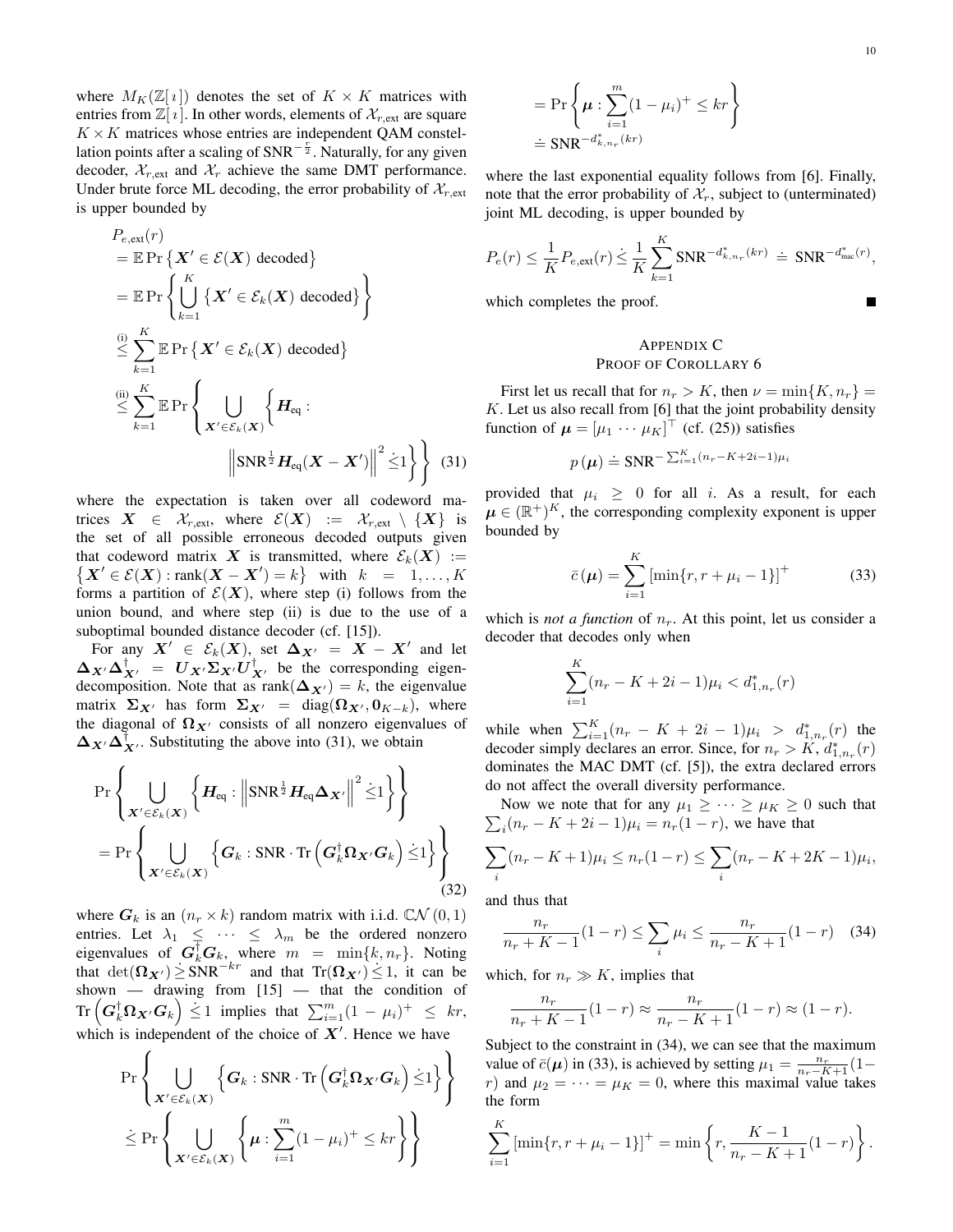where $M_K(\mathbb{Z}[\imath])$ denotes the set of $K \times K$ matrices with entries from $\mathbb{Z}[\imath]$. In other words, elements of $\mathcal{X}_{r,\text{ext}}$ are square $K \times K$ matrices whose entries are independent QAM constellation points after a scaling of $\text{SNR}^{-\frac{r}{2}}$. Naturally, for any given decoder, $\mathcal{X}_{r,\text{ext}}$ and $\mathcal{X}_r$ achieve the same DMT performance. Under brute force ML decoding, the error probability of $\mathcal{X}_{r,\text{ext}}$ is upper bounded by

$$
\begin{aligned}
&P_{e,\text{ext}}(r) \\
&= \mathbb{E}\Pr\left\{\boldsymbol{X}' \in \mathcal{E}(\boldsymbol{X}) \text{ decoded}\right\} \\
&= \mathbb{E}\Pr\left\{\bigcup_{k=1}^{K}\left\{\boldsymbol{X}' \in \mathcal{E}_k(\boldsymbol{X}) \text{ decoded}\right\}\right\} \\
&\overset{\text{(i)}}{\leq} \sum_{k=1}^{K}\mathbb{E}\Pr\left\{\boldsymbol{X}' \in \mathcal{E}_k(\boldsymbol{X}) \text{ decoded}\right\} \\
&\overset{\text{(ii)}}{\leq} \sum_{k=1}^{K}\mathbb{E}\Pr\left\{\bigcup_{\boldsymbol{X}' \in \mathcal{E}_k(\boldsymbol{X})}\left\{\boldsymbol{H}_{\text{eq}} : \left\|\text{SNR}^{\frac{1}{2}}\boldsymbol{H}_{\text{eq}}(\boldsymbol{X}-\boldsymbol{X}')\right\|^2 \dot{\leq} 1\right\}\right\} \quad (31)
\end{aligned}
$$

where the expectation is taken over all codeword matrices $\boldsymbol{X} \in \mathcal{X}_{r,\text{ext}}$, where $\mathcal{E}(\boldsymbol{X}) := \mathcal{X}_{r,\text{ext}} \setminus \{\boldsymbol{X}\}$ is the set of all possible erroneous decoded outputs given that codeword matrix $\boldsymbol{X}$ is transmitted, where $\mathcal{E}_k(\boldsymbol{X}) := \left\{\boldsymbol{X}' \in \mathcal{E}(\boldsymbol{X}) : \text{rank}(\boldsymbol{X}-\boldsymbol{X}') = k\right\}$ with $k = 1, \ldots, K$ forms a partition of $\mathcal{E}(\boldsymbol{X})$, where step (i) follows from the union bound, and where step (ii) is due to the use of a suboptimal bounded distance decoder (cf. [15]).

For any $\boldsymbol{X}' \in \mathcal{E}_k(\boldsymbol{X})$, set $\boldsymbol{\Delta}_{\boldsymbol{X}'} = \boldsymbol{X} - \boldsymbol{X}'$ and let $\boldsymbol{\Delta}_{\boldsymbol{X}'}\boldsymbol{\Delta}_{\boldsymbol{X}'}^{\dagger} = \boldsymbol{U}_{\boldsymbol{X}'}\boldsymbol{\Sigma}_{\boldsymbol{X}'}\boldsymbol{U}_{\boldsymbol{X}'}^{\dagger}$ be the corresponding eigendecomposition. Note that as $\text{rank}(\boldsymbol{\Delta}_{\boldsymbol{X}'}) = k$, the eigenvalue matrix $\boldsymbol{\Sigma}_{\boldsymbol{X}'}$ has form $\boldsymbol{\Sigma}_{\boldsymbol{X}'} = \text{diag}(\boldsymbol{\Omega}_{\boldsymbol{X}'}, \boldsymbol{0}_{K-k})$, where the diagonal of $\boldsymbol{\Omega}_{\boldsymbol{X}'}$ consists of all nonzero eigenvalues of $\boldsymbol{\Delta}_{\boldsymbol{X}'}\boldsymbol{\Delta}_{\boldsymbol{X}'}^{\dagger}$. Substituting the above into (31), we obtain

$$
\begin{aligned}
&\Pr\left\{\bigcup_{\boldsymbol{X}' \in \mathcal{E}_k(\boldsymbol{X})}\left\{\boldsymbol{H}_{\text{eq}} : \left\|\text{SNR}^{\frac{1}{2}}\boldsymbol{H}_{\text{eq}}\boldsymbol{\Delta}_{\boldsymbol{X}'}\right\|^2 \dot{\leq} 1\right\}\right\} \\
&= \Pr\left\{\bigcup_{\boldsymbol{X}' \in \mathcal{E}_k(\boldsymbol{X})}\left\{\boldsymbol{G}_k : \text{SNR} \cdot \text{Tr}\left(\boldsymbol{G}_k^{\dagger}\boldsymbol{\Omega}_{\boldsymbol{X}'}\boldsymbol{G}_k\right) \dot{\leq} 1\right\}\right\} \quad (32)
\end{aligned}
$$

where $\boldsymbol{G}_k$ is an $(n_r \times k)$ random matrix with i.i.d. $\mathbb{CN}(0,1)$ entries. Let $\lambda_1 \leq \cdots \leq \lambda_m$ be the ordered nonzero eigenvalues of $\boldsymbol{G}_k^{\dagger}\boldsymbol{G}_k$, where $m = \min\{k, n_r\}$. Noting that $\det(\boldsymbol{\Omega}_{\boldsymbol{X}'}) \dot{\geq} \text{SNR}^{-kr}$ and that $\text{Tr}(\boldsymbol{\Omega}_{\boldsymbol{X}'}) \dot{\leq} 1$, it can be shown — drawing from [15] — that the condition of $\text{Tr}\left(\boldsymbol{G}_k^{\dagger}\boldsymbol{\Omega}_{\boldsymbol{X}'}\boldsymbol{G}_k\right) \dot{\leq} 1$ implies that $\sum_{i=1}^{m}(1-\mu_i)^+ \leq kr$, which is independent of the choice of $\boldsymbol{X}'$. Hence we have

$$
\begin{aligned}
&\Pr\left\{\bigcup_{\boldsymbol{X}' \in \mathcal{E}_k(\boldsymbol{X})}\left\{\boldsymbol{G}_k : \text{SNR} \cdot \text{Tr}\left(\boldsymbol{G}_k^{\dagger}\boldsymbol{\Omega}_{\boldsymbol{X}'}\boldsymbol{G}_k\right) \dot{\leq} 1\right\}\right\} \\
&\dot{\leq} \Pr\left\{\bigcup_{\boldsymbol{X}' \in \mathcal{E}_k(\boldsymbol{X})}\left\{\boldsymbol{\mu} : \sum_{i=1}^{m}(1-\mu_i)^+ \leq kr\right\}\right\} \\
&= \Pr\left\{\boldsymbol{\mu} : \sum_{i=1}^{m}(1-\mu_i)^+ \leq kr\right\} \\
&\doteq \text{SNR}^{-d_{k,n_r}^*(kr)}
\end{aligned}
$$

where the last exponential equality follows from [6]. Finally, note that the error probability of $\mathcal{X}_r$, subject to (unterminated) joint ML decoding, is upper bounded by

$$
P_e(r) \leq \frac{1}{K}P_{e,\text{ext}}(r) \dot{\leq} \frac{1}{K}\sum_{k=1}^{K}\text{SNR}^{-d_{k,n_r}^*(kr)} \doteq \text{SNR}^{-d_{\text{mac}}^*(r)},
$$

which completes the proof. ∎

## APPENDIX C
## PROOF OF COROLLARY 6

First let us recall that for $n_r > K$, then $\nu = \min\{K, n_r\} = K$. Let us also recall from [6] that the joint probability density function of $\boldsymbol{\mu} = [\mu_1 \cdots \mu_K]^\top$ (cf. (25)) satisfies

$$
p(\boldsymbol{\mu}) \doteq \text{SNR}^{-\sum_{i=1}^{K}(n_r-K+2i-1)\mu_i}
$$

provided that $\mu_i \geq 0$ for all $i$. As a result, for each $\boldsymbol{\mu} \in (\mathbb{R}^+)^K$, the corresponding complexity exponent is upper bounded by

$$
\bar{c}(\boldsymbol{\mu}) = \sum_{i=1}^{K}\left[\min\{r, r+\mu_i-1\}\right]^+ \quad (33)
$$

which is *not a function* of $n_r$. At this point, let us consider a decoder that decodes only when

$$
\sum_{i=1}^{K}(n_r-K+2i-1)\mu_i < d_{1,n_r}^*(r)
$$

while when $\sum_{i=1}^{K}(n_r-K+2i-1)\mu_i > d_{1,n_r}^*(r)$ the decoder simply declares an error. Since, for $n_r > K$, $d_{1,n_r}^*(r)$ dominates the MAC DMT (cf. [5]), the extra declared errors do not affect the overall diversity performance.

Now we note that for any $\mu_1 \geq \cdots \geq \mu_K \geq 0$ such that $\sum_i(n_r-K+2i-1)\mu_i = n_r(1-r)$, we have that

$$
\sum_i(n_r-K+1)\mu_i \leq n_r(1-r) \leq \sum_i(n_r-K+2K-1)\mu_i,
$$

and thus that

$$
\frac{n_r}{n_r+K-1}(1-r) \leq \sum_i \mu_i \leq \frac{n_r}{n_r-K+1}(1-r) \quad (34)
$$

which, for $n_r \gg K$, implies that

$$
\frac{n_r}{n_r+K-1}(1-r) \approx \frac{n_r}{n_r-K+1}(1-r) \approx (1-r).
$$

Subject to the constraint in (34), we can see that the maximum value of $\bar{c}(\boldsymbol{\mu})$ in (33), is achieved by setting $\mu_1 = \frac{n_r}{n_r-K+1}(1-r)$ and $\mu_2 = \cdots = \mu_K = 0$, where this maximal value takes the form

$$
\sum_{i=1}^{K}\left[\min\{r, r+\mu_i-1\}\right]^+ = \min\left\{r, \frac{K-1}{n_r-K+1}(1-r)\right\}.
$$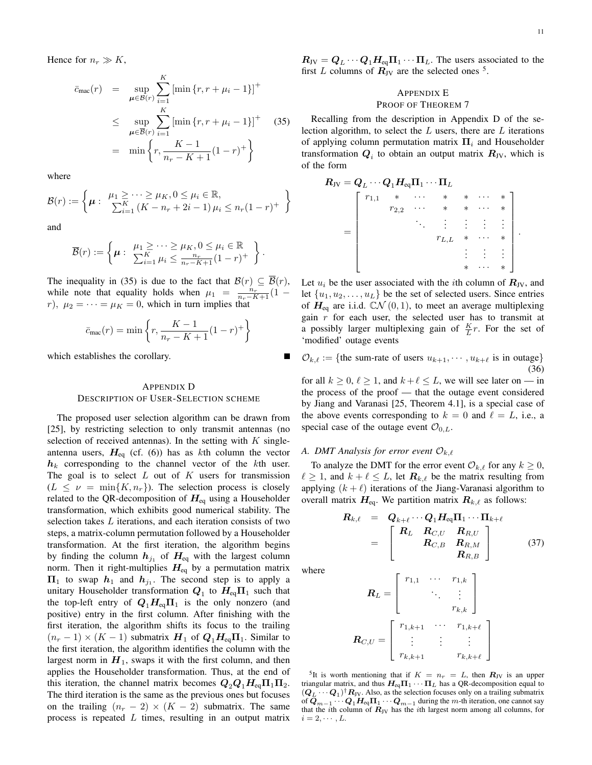Hence for $n_r \gg K$,

$$
\begin{aligned}
\bar{c}_{\text{mac}}(r) &= \sup_{\boldsymbol{\mu}\in\mathcal{B}(r)} \sum_{i=1}^{K} \left[\min\left\{r, r+\mu_i-1\right\}\right]^+ \\
&\leq \sup_{\boldsymbol{\mu}\in\overline{\mathcal{B}}(r)} \sum_{i=1}^{K} \left[\min\left\{r, r+\mu_i-1\right\}\right]^+ \qquad (35)\\
&= \min\left\{r, \frac{K-1}{n_r-K+1}(1-r)^+\right\}
\end{aligned}
$$

where

$$
\mathcal{B}(r) := \left\{\boldsymbol{\mu}:\ \begin{array}{l}\mu_1 \geq \cdots \geq \mu_K, 0 \leq \mu_i \in \mathbb{R}, \\ \sum_{i=1}^{K}(K-n_r+2i-1)\mu_i \leq n_r(1-r)^+\end{array}\right\}
$$

and

$$
\overline{\mathcal{B}}(r) := \left\{\boldsymbol{\mu}:\ \begin{array}{l}\mu_1 \geq \cdots \geq \mu_K, 0 \leq \mu_i \in \mathbb{R} \\ \sum_{i=1}^{K}\mu_i \leq \frac{n_r}{n_r-K+1}(1-r)^+\end{array}\right\}.
$$

The inequality in (35) is due to the fact that $\mathcal{B}(r) \subseteq \overline{\mathcal{B}}(r)$, while note that equality holds when $\mu_1 = \frac{n_r}{n_r-K+1}(1-r),\ \mu_2 = \cdots = \mu_K = 0$, which in turn implies that

$$
\bar{c}_{\text{mac}}(r) = \min\left\{r, \frac{K-1}{n_r-K+1}(1-r)^+\right\}
$$

which establishes the corollary. ■

## Appendix D
## Description of User-Selection Scheme

The proposed user selection algorithm can be drawn from [25], by restricting selection to only transmit antennas (no selection of received antennas). In the setting with $K$ single-antenna users, $\boldsymbol{H}_{\text{eq}}$ (cf. (6)) has as $k$th column the vector $\boldsymbol{h}_k$ corresponding to the channel vector of the $k$th user. The goal is to select $L$ out of $K$ users for transmission ($L \leq \nu = \min\{K, n_r\}$). The selection process is closely related to the QR-decomposition of $\boldsymbol{H}_{\text{eq}}$ using a Householder transformation, which exhibits good numerical stability. The selection takes $L$ iterations, and each iteration consists of two steps, a matrix-column permutation followed by a Householder transformation. At the first iteration, the algorithm begins by finding the column $\boldsymbol{h}_{j_1}$ of $\boldsymbol{H}_{\text{eq}}$ with the largest column norm. Then it right-multiplies $\boldsymbol{H}_{\text{eq}}$ by a permutation matrix $\boldsymbol{\Pi}_1$ to swap $\boldsymbol{h}_1$ and $\boldsymbol{h}_{j_1}$. The second step is to apply a unitary Householder transformation $\boldsymbol{Q}_1$ to $\boldsymbol{H}_{\text{eq}}\boldsymbol{\Pi}_1$ such that the top-left entry of $\boldsymbol{Q}_1\boldsymbol{H}_{\text{eq}}\boldsymbol{\Pi}_1$ is the only nonzero (and positive) entry in the first column. After finishing with the first iteration, the algorithm shifts its focus to the trailing $(n_r-1)\times(K-1)$ submatrix $\boldsymbol{H}_1$ of $\boldsymbol{Q}_1\boldsymbol{H}_{\text{eq}}\boldsymbol{\Pi}_1$. Similar to the first iteration, the algorithm identifies the column with the largest norm in $\boldsymbol{H}_1$, swaps it with the first column, and then applies the Householder transformation. Thus, at the end of this iteration, the channel matrix becomes $\boldsymbol{Q}_2\boldsymbol{Q}_1\boldsymbol{H}_{\text{eq}}\boldsymbol{\Pi}_1\boldsymbol{\Pi}_2$. The third iteration is the same as the previous ones but focuses on the trailing $(n_r-2)\times(K-2)$ submatrix. The same process is repeated $L$ times, resulting in an output matrix $\boldsymbol{R}_{\text{JV}} = \boldsymbol{Q}_L\cdots\boldsymbol{Q}_1\boldsymbol{H}_{\text{eq}}\boldsymbol{\Pi}_1\cdots\boldsymbol{\Pi}_L$. The users associated to the first $L$ columns of $\boldsymbol{R}_{\text{JV}}$ are the selected ones [5].

## Appendix E
## Proof of Theorem 7

Recalling from the description in Appendix D of the selection algorithm, to select the $L$ users, there are $L$ iterations of applying column permutation matrix $\boldsymbol{\Pi}_i$ and Householder transformation $\boldsymbol{Q}_i$ to obtain an output matrix $\boldsymbol{R}_{\text{JV}}$, which is of the form

$$
\boldsymbol{R}_{\text{JV}} = \boldsymbol{Q}_L\cdots\boldsymbol{Q}_1\boldsymbol{H}_{\text{eq}}\boldsymbol{\Pi}_1\cdots\boldsymbol{\Pi}_L
= \begin{bmatrix}
r_{1,1} & * & \cdots & * & * & \cdots & * \\
 & r_{2,2} & \cdots & * & * & \cdots & * \\
 & & \ddots & \vdots & \vdots & \vdots & \vdots \\
 & & & r_{L,L} & * & \cdots & * \\
 & & & & \vdots & \vdots & \vdots \\
 & & & & * & \cdots & *
\end{bmatrix}.
$$

Let $u_i$ be the user associated with the $i$th column of $\boldsymbol{R}_{\text{JV}}$, and let $\{u_1, u_2, \ldots, u_L\}$ be the set of selected users. Since entries of $\boldsymbol{H}_{\text{eq}}$ are i.i.d. $\mathbb{CN}(0,1)$, to meet an average multiplexing gain $r$ for each user, the selected user has to transmit at a possibly larger multiplexing gain of $\frac{K}{L}r$. For the set of 'modified' outage events

$$
\mathcal{O}_{k,\ell} := \{\text{the sum-rate of users } u_{k+1}, \cdots, u_{k+\ell} \text{ is in outage}\} \qquad (36)
$$

for all $k \geq 0$, $\ell \geq 1$, and $k+\ell \leq L$, we will see later on — in the process of the proof — that the outage event considered by Jiang and Varanasi [25, Theorem 4.1], is a special case of the above events corresponding to $k=0$ and $\ell = L$, i.e., a special case of the outage event $\mathcal{O}_{0,L}$.

### A. DMT Analysis for error event $\mathcal{O}_{k,\ell}$

To analyze the DMT for the error event $\mathcal{O}_{k,\ell}$ for any $k \geq 0$, $\ell \geq 1$, and $k+\ell \leq L$, let $\boldsymbol{R}_{k,\ell}$ be the matrix resulting from applying $(k+\ell)$ iterations of the Jiang-Varanasi algorithm to overall matrix $\boldsymbol{H}_{\text{eq}}$. We partition matrix $\boldsymbol{R}_{k,\ell}$ as follows:

$$
\begin{aligned}
\boldsymbol{R}_{k,\ell} &= \boldsymbol{Q}_{k+\ell}\cdots\boldsymbol{Q}_1\boldsymbol{H}_{\text{eq}}\boldsymbol{\Pi}_1\cdots\boldsymbol{\Pi}_{k+\ell} \\
&= \begin{bmatrix}
\boldsymbol{R}_L & \boldsymbol{R}_{C,U} & \boldsymbol{R}_{R,U} \\
 & \boldsymbol{R}_{C,B} & \boldsymbol{R}_{R,M} \\
 & & \boldsymbol{R}_{R,B}
\end{bmatrix} \qquad (37)
\end{aligned}
$$

where

$$
\boldsymbol{R}_L = \begin{bmatrix}
r_{1,1} & \cdots & r_{1,k} \\
 & \ddots & \vdots \\
 & & r_{k,k}
\end{bmatrix}
$$

$$
\boldsymbol{R}_{C,U} = \begin{bmatrix}
r_{1,k+1} & \cdots & r_{1,k+\ell} \\
\vdots & \vdots & \vdots \\
r_{k,k+1} & & r_{k,k+\ell}
\end{bmatrix}
$$

[5] It is worth mentioning that if $K = n_r = L$, then $\boldsymbol{R}_{\text{JV}}$ is an upper triangular matrix, and thus $\boldsymbol{H}_{\text{eq}}\boldsymbol{\Pi}_1\cdots\boldsymbol{\Pi}_L$ has a QR-decomposition equal to $(\boldsymbol{Q}_L\cdots\boldsymbol{Q}_1)^\dagger\boldsymbol{R}_{\text{JV}}$. Also, as the selection focuses only on a trailing submatrix of $\boldsymbol{Q}_{m-1}\cdots\boldsymbol{Q}_1\boldsymbol{H}_{\text{eq}}\boldsymbol{\Pi}_1\cdots\boldsymbol{Q}_{m-1}$ during the $m$-th iteration, one cannot say that the $i$th column of $\boldsymbol{R}_{\text{JV}}$ has the $i$th largest norm among all columns, for $i = 2, \cdots, L$.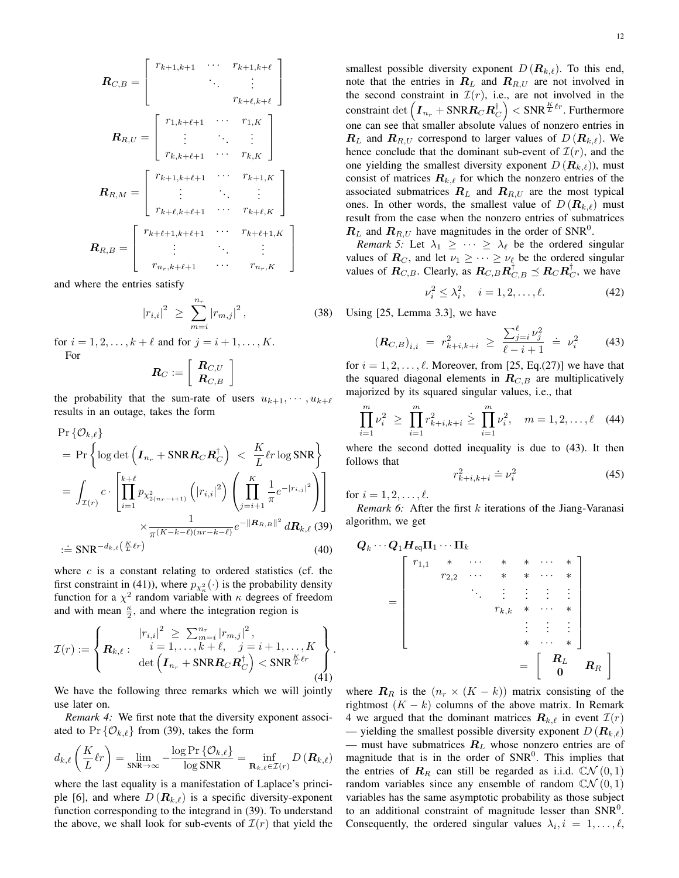$$
\boldsymbol{R}_{C,B} = \begin{bmatrix} r_{k+1,k+1} & \cdots & r_{k+1,k+\ell} \\ & \ddots & \vdots \\ & & r_{k+\ell,k+\ell} \end{bmatrix}
$$

$$
\boldsymbol{R}_{R,U} = \begin{bmatrix} r_{1,k+\ell+1} & \cdots & r_{1,K} \\ \vdots & \ddots & \vdots \\ r_{k,k+\ell+1} & \cdots & r_{k,K} \end{bmatrix}
$$

$$
\boldsymbol{R}_{R,M} = \begin{bmatrix} r_{k+1,k+\ell+1} & \cdots & r_{k+1,K} \\ \vdots & \ddots & \vdots \\ r_{k+\ell,k+\ell+1} & \cdots & r_{k+\ell,K} \end{bmatrix}
$$

$$
\boldsymbol{R}_{R,B} = \begin{bmatrix} r_{k+\ell+1,k+\ell+1} & \cdots & r_{k+\ell+1,K} \\ \vdots & \ddots & \vdots \\ r_{n_r,k+\ell+1} & \cdots & r_{n_r,K} \end{bmatrix}
$$

and where the entries satisfy

$$
|r_{i,i}|^2 \;\geq\; \sum_{m=i}^{n_r} |r_{m,j}|^2, \tag{38}
$$

for $i = 1, 2, \ldots, k+\ell$ and for $j = i+1, \ldots, K$.

For

$$
\boldsymbol{R}_C := \begin{bmatrix} \boldsymbol{R}_{C,U} \\ \boldsymbol{R}_{C,B} \end{bmatrix}
$$

the probability that the sum-rate of users $u_{k+1}, \cdots, u_{k+\ell}$ results in an outage, takes the form

$$
\begin{aligned}
&\Pr\{\mathcal{O}_{k,\ell}\} \\
&= \Pr\left\{\log\det\left(\boldsymbol{I}_{n_r} + \text{SNR}\boldsymbol{R}_C\boldsymbol{R}_C^\dagger\right) \;<\; \frac{K}{L}\ell r \log \text{SNR}\right\} \\
&= \int_{\mathcal{I}(r)} c \cdot \left[\prod_{i=1}^{k+\ell} p_{\chi^2_{2(n_r-i+1)}}\left(|r_{i,i}|^2\right)\left(\prod_{j=i+1}^{K}\frac{1}{\pi}e^{-|r_{i,j}|^2}\right)\right] \\
&\qquad \times \frac{1}{\pi^{(K-k-\ell)(nr-k-\ell)}} e^{-\|\boldsymbol{R}_{R,B}\|^2}\, d\boldsymbol{R}_{k,\ell} \quad (39) \\
&:\doteq \text{SNR}^{-d_{k,\ell}\left(\frac{K}{L}\ell r\right)} \quad (40)
\end{aligned}
$$

where $c$ is a constant relating to ordered statistics (cf. the first constraint in (41)), where $p_{\chi^2_\kappa}(\cdot)$ is the probability density function for a $\chi^2$ random variable with $\kappa$ degrees of freedom and with mean $\frac{\kappa}{2}$, and where the integration region is

$$
\mathcal{I}(r) := \left\{ \boldsymbol{R}_{k,\ell} : \begin{array}{c} |r_{i,i}|^2 \;\geq\; \sum_{m=i}^{n_r} |r_{m,j}|^2, \\ i = 1, \ldots, k+\ell, \quad j = i+1, \ldots, K \\ \det\left(\boldsymbol{I}_{n_r} + \text{SNR}\boldsymbol{R}_C\boldsymbol{R}_C^\dagger\right) < \text{SNR}^{\frac{K}{L}\ell r} \end{array} \right\}. \tag{41}
$$

We have the following three remarks which we will jointly use later on.

*Remark 4:* We first note that the diversity exponent associated to $\Pr\{\mathcal{O}_{k,\ell}\}$ from (39), takes the form

$$
d_{k,\ell}\left(\frac{K}{L}\ell r\right) = \lim_{\text{SNR}\to\infty} -\frac{\log \Pr\{\mathcal{O}_{k,\ell}\}}{\log \text{SNR}} = \inf_{\mathbf{R}_{k,\ell}\in\mathcal{I}(r)} D\left(\boldsymbol{R}_{k,\ell}\right)
$$

where the last equality is a manifestation of Laplace's principle [6], and where $D(\boldsymbol{R}_{k,\ell})$ is a specific diversity-exponent function corresponding to the integrand in (39). To understand the above, we shall look for sub-events of $\mathcal{I}(r)$ that yield the smallest possible diversity exponent $D(\boldsymbol{R}_{k,\ell})$. To this end, note that the entries in $\boldsymbol{R}_L$ and $\boldsymbol{R}_{R,U}$ are not involved in the second constraint in $\mathcal{I}(r)$, i.e., are not involved in the constraint $\det\left(\boldsymbol{I}_{n_r} + \text{SNR}\boldsymbol{R}_C\boldsymbol{R}_C^\dagger\right) < \text{SNR}^{\frac{K}{L}\ell r}$. Furthermore one can see that smaller absolute values of nonzero entries in $\boldsymbol{R}_L$ and $\boldsymbol{R}_{R,U}$ correspond to larger values of $D(\boldsymbol{R}_{k,\ell})$. We hence conclude that the dominant sub-event of $\mathcal{I}(r)$, and the one yielding the smallest diversity exponent $D(\boldsymbol{R}_{k,\ell})$), must consist of matrices $\boldsymbol{R}_{k,\ell}$ for which the nonzero entries of the associated submatrices $\boldsymbol{R}_L$ and $\boldsymbol{R}_{R,U}$ are the most typical ones. In other words, the smallest value of $D(\boldsymbol{R}_{k,\ell})$ must result from the case when the nonzero entries of submatrices $\boldsymbol{R}_L$ and $\boldsymbol{R}_{R,U}$ have magnitudes in the order of $\text{SNR}^0$.

*Remark 5:* Let $\lambda_1 \geq \cdots \geq \lambda_\ell$ be the ordered singular values of $\boldsymbol{R}_C$, and let $\nu_1 \geq \cdots \geq \nu_\ell$ be the ordered singular values of $\boldsymbol{R}_{C,B}$. Clearly, as $\boldsymbol{R}_{C,B}\boldsymbol{R}_{C,B}^\dagger \preceq \boldsymbol{R}_C\boldsymbol{R}_C^\dagger$, we have

$$
\nu_i^2 \leq \lambda_i^2, \quad i = 1, 2, \ldots, \ell. \tag{42}
$$

Using [25, Lemma 3.3], we have

$$
\left(\boldsymbol{R}_{C,B}\right)_{i,i} \;=\; r_{k+i,k+i}^2 \;\geq\; \frac{\sum_{j=i}^{\ell}\nu_j^2}{\ell - i + 1} \;\doteq\; \nu_i^2 \tag{43}
$$

for $i = 1, 2, \ldots, \ell$. Moreover, from [25, Eq.(27)] we have that the squared diagonal elements in $\boldsymbol{R}_{C,B}$ are multiplicatively majorized by its squared singular values, i.e., that

$$
\prod_{i=1}^{m}\nu_i^2 \;\geq\; \prod_{i=1}^{m} r_{k+i,k+i}^2 \;\dot{\geq}\; \prod_{i=1}^{m}\nu_i^2, \quad m = 1, 2, \ldots, \ell \tag{44}
$$

where the second dotted inequality is due to (43). It then follows that

$$
r_{k+i,k+i}^2 \doteq \nu_i^2 \tag{45}
$$

for $i = 1, 2, \ldots, \ell$.

*Remark 6:* After the first $k$ iterations of the Jiang-Varanasi algorithm, we get

$$
\begin{aligned}
&\boldsymbol{Q}_k \cdots \boldsymbol{Q}_1 \boldsymbol{H}_{\text{eq}} \boldsymbol{\Pi}_1 \cdots \boldsymbol{\Pi}_k \\
&= \begin{bmatrix} r_{1,1} & * & \cdots & * & * & \cdots & * \\ & r_{2,2} & \cdots & * & * & \cdots & * \\ & & \ddots & \vdots & \vdots & \vdots & \vdots \\ & & & r_{k,k} & * & \cdots & * \\ & & & & \vdots & \vdots & \vdots \\ & & & & * & \cdots & * \end{bmatrix} \\
&= \begin{bmatrix} \boldsymbol{R}_L & \boldsymbol{R}_R \\ \boldsymbol{0} & \end{bmatrix}
\end{aligned}
$$

where $\boldsymbol{R}_R$ is the $(n_r \times (K-k))$ matrix consisting of the rightmost $(K-k)$ columns of the above matrix. In Remark 4 we argued that the dominant matrices $\boldsymbol{R}_{k,\ell}$ in event $\mathcal{I}(r)$ — yielding the smallest possible diversity exponent $D(\boldsymbol{R}_{k,\ell})$ — must have submatrices $\boldsymbol{R}_L$ whose nonzero entries are of magnitude that is in the order of $\text{SNR}^0$. This implies that the entries of $\boldsymbol{R}_R$ can still be regarded as i.i.d. $\mathbb{CN}(0,1)$ random variables since any ensemble of random $\mathbb{CN}(0,1)$ variables has the same asymptotic probability as those subject to an additional constraint of magnitude lesser than $\text{SNR}^0$. Consequently, the ordered singular values $\lambda_i, i = 1, \ldots, \ell$,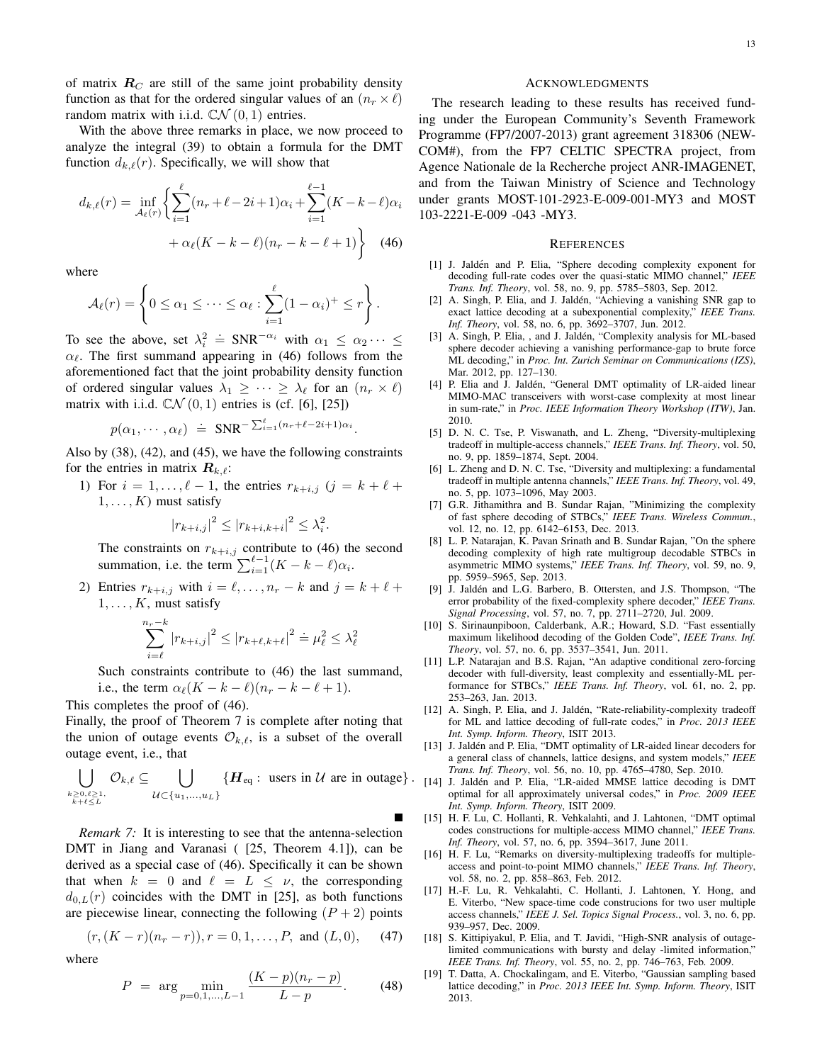of matrix $\boldsymbol{R}_C$ are still of the same joint probability density function as that for the ordered singular values of an $(n_r \times \ell)$ random matrix with i.i.d. $\mathbb{CN}(0,1)$ entries.

With the above three remarks in place, we now proceed to analyze the integral (39) to obtain a formula for the DMT function $d_{k,\ell}(r)$. Specifically, we will show that

$$d_{k,\ell}(r) = \inf_{\mathcal{A}_\ell(r)} \left\{ \sum_{i=1}^{\ell} (n_r + \ell - 2i + 1)\alpha_i + \sum_{i=1}^{\ell-1} (K - k - \ell)\alpha_i + \alpha_\ell (K - k - \ell)(n_r - k - \ell + 1) \right\} \quad (46)$$

where

$$\mathcal{A}_\ell(r) = \left\{ 0 \le \alpha_1 \le \cdots \le \alpha_\ell : \sum_{i=1}^{\ell} (1 - \alpha_i)^+ \le r \right\}.$$

To see the above, set $\lambda_i^2 \doteq \text{SNR}^{-\alpha_i}$ with $\alpha_1 \le \alpha_2 \cdots \le \alpha_\ell$. The first summand appearing in (46) follows from the aforementioned fact that the joint probability density function of ordered singular values $\lambda_1 \ge \cdots \ge \lambda_\ell$ for an $(n_r \times \ell)$ matrix with i.i.d. $\mathbb{CN}(0,1)$ entries is (cf. [6], [25])

$$p(\alpha_1, \cdots, \alpha_\ell) \doteq \text{SNR}^{-\sum_{i=1}^{\ell} (n_r + \ell - 2i + 1)\alpha_i}.$$

Also by (38), (42), and (45), we have the following constraints for the entries in matrix $\boldsymbol{R}_{k,\ell}$:

1) For $i = 1, \ldots, \ell - 1$, the entries $r_{k+i,j}$ $(j = k + \ell + 1, \ldots, K)$ must satisfy

$$|r_{k+i,j}|^2 \le |r_{k+i,k+i}|^2 \le \lambda_i^2.$$

The constraints on $r_{k+i,j}$ contribute to (46) the second summation, i.e. the term $\sum_{i=1}^{\ell-1} (K - k - \ell)\alpha_i$.

2) Entries $r_{k+i,j}$ with $i = \ell, \ldots, n_r - k$ and $j = k + \ell + 1, \ldots, K$, must satisfy

$$\sum_{i=\ell}^{n_r - k} |r_{k+i,j}|^2 \le |r_{k+\ell,k+\ell}|^2 \doteq \mu_\ell^2 \le \lambda_\ell^2$$

Such constraints contribute to (46) the last summand, i.e., the term $\alpha_\ell (K - k - \ell)(n_r - k - \ell + 1)$.

This completes the proof of (46).

Finally, the proof of Theorem 7 is complete after noting that the union of outage events $\mathcal{O}_{k,\ell}$, is a subset of the overall outage event, i.e., that

$$\bigcup_{\substack{k \ge 0, \ell \ge 1, \\ k + \ell \le L}} \mathcal{O}_{k,\ell} \subseteq \bigcup_{\mathcal{U} \subset \{u_1, \ldots, u_L\}} \{\boldsymbol{H}_{\text{eq}} : \text{ users in } \mathcal{U} \text{ are in outage}\}.$$

∎

*Remark 7:* It is interesting to see that the antenna-selection DMT in Jiang and Varanasi ( [25, Theorem 4.1]), can be derived as a special case of (46). Specifically it can be shown that when $k = 0$ and $\ell = L \le \nu$, the corresponding $d_{0,L}(r)$ coincides with the DMT in [25], as both functions are piecewise linear, connecting the following $(P + 2)$ points

$$(r, (K - r)(n_r - r)), r = 0, 1, \ldots, P, \text{ and } (L, 0), \quad (47)$$

where

$$P = \arg \min_{p = 0, 1, \ldots, L-1} \frac{(K - p)(n_r - p)}{L - p}. \quad (48)$$

## ACKNOWLEDGMENTS

The research leading to these results has received funding under the European Community's Seventh Framework Programme (FP7/2007-2013) grant agreement 318306 (NEWCOM#), from the FP7 CELTIC SPECTRA project, from Agence Nationale de la Recherche project ANR-IMAGENET, and from the Taiwan Ministry of Science and Technology under grants MOST-101-2923-E-009-001-MY3 and MOST 103-2221-E-009 -043 -MY3.

## REFERENCES

[1] J. Jaldén and P. Elia, "Sphere decoding complexity exponent for decoding full-rate codes over the quasi-static MIMO channel," *IEEE Trans. Inf. Theory*, vol. 58, no. 9, pp. 5785–5803, Sep. 2012.

[2] A. Singh, P. Elia, and J. Jaldén, "Achieving a vanishing SNR gap to exact lattice decoding at a subexponential complexity," *IEEE Trans. Inf. Theory*, vol. 58, no. 6, pp. 3692–3707, Jun. 2012.

[3] A. Singh, P. Elia, , and J. Jaldén, "Complexity analysis for ML-based sphere decoder achieving a vanishing performance-gap to brute force ML decoding," in *Proc. Int. Zurich Seminar on Communications (IZS)*, Mar. 2012, pp. 127–130.

[4] P. Elia and J. Jaldén, "General DMT optimality of LR-aided linear MIMO-MAC transceivers with worst-case complexity at most linear in sum-rate," in *Proc. IEEE Information Theory Workshop (ITW)*, Jan. 2010.

[5] D. N. C. Tse, P. Viswanath, and L. Zheng, "Diversity-multiplexing tradeoff in multiple-access channels," *IEEE Trans. Inf. Theory*, vol. 50, no. 9, pp. 1859–1874, Sept. 2004.

[6] L. Zheng and D. N. C. Tse, "Diversity and multiplexing: a fundamental tradeoff in multiple antenna channels," *IEEE Trans. Inf. Theory*, vol. 49, no. 5, pp. 1073–1096, May 2003.

[7] G.R. Jithamithra and B. Sundar Rajan, "Minimizing the complexity of fast sphere decoding of STBCs," *IEEE Trans. Wireless Commun.*, vol. 12, no. 12, pp. 6142–6153, Dec. 2013.

[8] L. P. Natarajan, K. Pavan Srinath and B. Sundar Rajan, "On the sphere decoding complexity of high rate multigroup decodable STBCs in asymmetric MIMO systems," *IEEE Trans. Inf. Theory*, vol. 59, no. 9, pp. 5959–5965, Sep. 2013.

[9] J. Jaldén and L.G. Barbero, B. Ottersten, and J.S. Thompson, "The error probability of the fixed-complexity sphere decoder," *IEEE Trans. Signal Processing*, vol. 57, no. 7, pp. 2711–2720, Jul. 2009.

[10] S. Sirinaunpiboon, Calderbank, A.R.; Howard, S.D. "Fast essentially maximum likelihood decoding of the Golden Code", *IEEE Trans. Inf. Theory*, vol. 57, no. 6, pp. 3537–3541, Jun. 2011.

[11] L.P. Natarajan and B.S. Rajan, "An adaptive conditional zero-forcing decoder with full-diversity, least complexity and essentially-ML performance for STBCs," *IEEE Trans. Inf. Theory*, vol. 61, no. 2, pp. 253–263, Jan. 2013.

[12] A. Singh, P. Elia, and J. Jaldén, "Rate-reliability-complexity tradeoff for ML and lattice decoding of full-rate codes," in *Proc. 2013 IEEE Int. Symp. Inform. Theory*, ISIT 2013.

[13] J. Jaldén and P. Elia, "DMT optimality of LR-aided linear decoders for a general class of channels, lattice designs, and system models," *IEEE Trans. Inf. Theory*, vol. 56, no. 10, pp. 4765–4780, Sep. 2010.

[14] J. Jaldén and P. Elia, "LR-aided MMSE lattice decoding is DMT optimal for all approximately universal codes," in *Proc. 2009 IEEE Int. Symp. Inform. Theory*, ISIT 2009.

[15] H. F. Lu, C. Hollanti, R. Vehkalahti, and J. Lahtonen, "DMT optimal codes constructions for multiple-access MIMO channel," *IEEE Trans. Inf. Theory*, vol. 57, no. 6, pp. 3594–3617, June 2011.

[16] H. F. Lu, "Remarks on diversity-multiplexing tradeoffs for multiple-access and point-to-point MIMO channels," *IEEE Trans. Inf. Theory*, vol. 58, no. 2, pp. 858–863, Feb. 2012.

[17] H.-F. Lu, R. Vehkalahti, C. Hollanti, J. Lahtonen, Y. Hong, and E. Viterbo, "New space-time code construcions for two user multiple access channels," *IEEE J. Sel. Topics Signal Process.*, vol. 3, no. 6, pp. 939–957, Dec. 2009.

[18] S. Kittipiyakul, P. Elia, and T. Javidi, "High-SNR analysis of outage-limited communications with bursty and delay -limited information," *IEEE Trans. Inf. Theory*, vol. 55, no. 2, pp. 746–763, Feb. 2009.

[19] T. Datta, A. Chockalingam, and E. Viterbo, "Gaussian sampling based lattice decoding," in *Proc. 2013 IEEE Int. Symp. Inform. Theory*, ISIT 2013.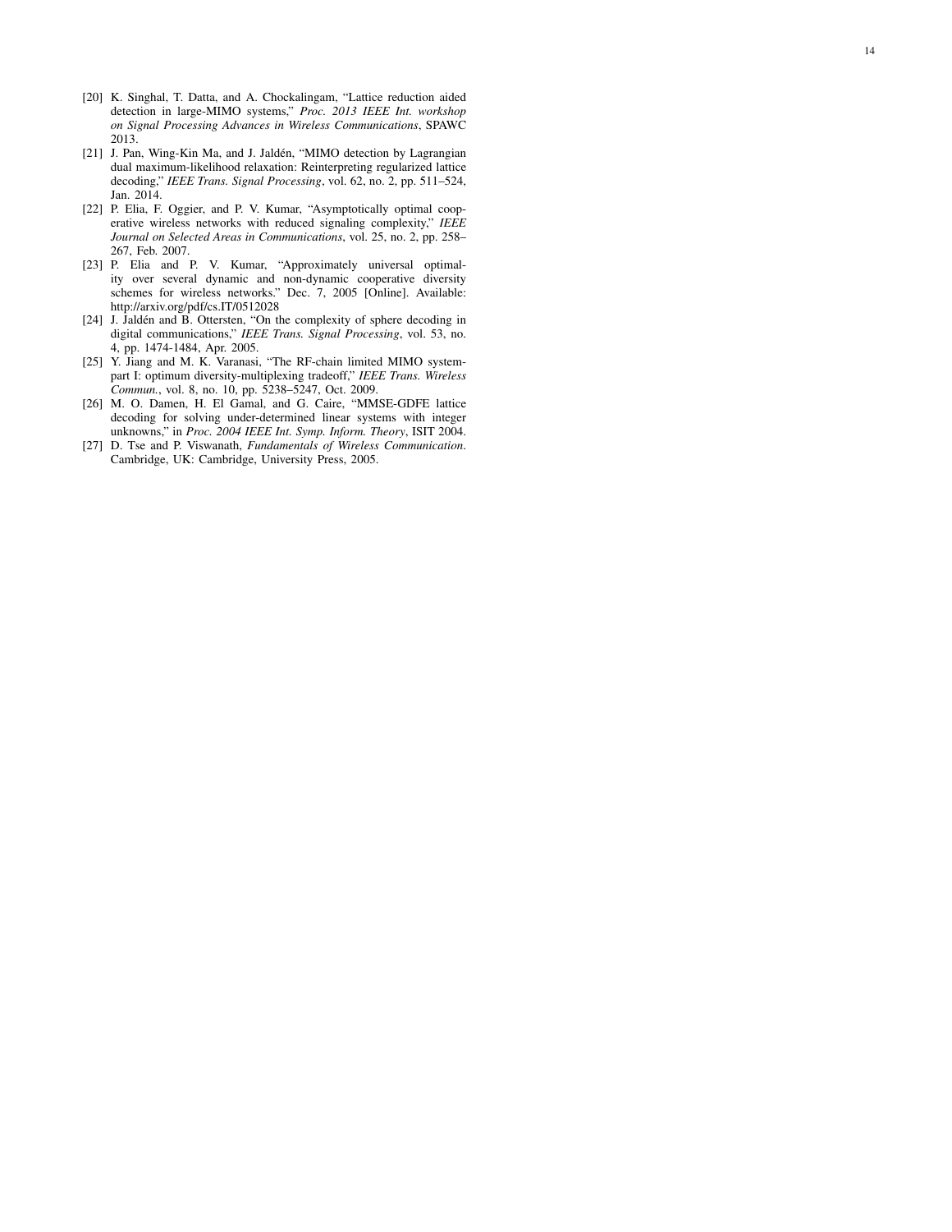[20] K. Singhal, T. Datta, and A. Chockalingam, "Lattice reduction aided detection in large-MIMO systems," *Proc. 2013 IEEE Int. workshop on Signal Processing Advances in Wireless Communications*, SPAWC 2013.

[21] J. Pan, Wing-Kin Ma, and J. Jaldén, "MIMO detection by Lagrangian dual maximum-likelihood relaxation: Reinterpreting regularized lattice decoding," *IEEE Trans. Signal Processing*, vol. 62, no. 2, pp. 511–524, Jan. 2014.

[22] P. Elia, F. Oggier, and P. V. Kumar, "Asymptotically optimal cooperative wireless networks with reduced signaling complexity," *IEEE Journal on Selected Areas in Communications*, vol. 25, no. 2, pp. 258–267, Feb. 2007.

[23] P. Elia and P. V. Kumar, "Approximately universal optimality over several dynamic and non-dynamic cooperative diversity schemes for wireless networks." Dec. 7, 2005 [Online]. Available: http://arxiv.org/pdf/cs.IT/0512028

[24] J. Jaldén and B. Ottersten, "On the complexity of sphere decoding in digital communications," *IEEE Trans. Signal Processing*, vol. 53, no. 4, pp. 1474-1484, Apr. 2005.

[25] Y. Jiang and M. K. Varanasi, "The RF-chain limited MIMO system-part I: optimum diversity-multiplexing tradeoff," *IEEE Trans. Wireless Commun.*, vol. 8, no. 10, pp. 5238–5247, Oct. 2009.

[26] M. O. Damen, H. El Gamal, and G. Caire, "MMSE-GDFE lattice decoding for solving under-determined linear systems with integer unknowns," in *Proc. 2004 IEEE Int. Symp. Inform. Theory*, ISIT 2004.

[27] D. Tse and P. Viswanath, *Fundamentals of Wireless Communication*. Cambridge, UK: Cambridge, University Press, 2005.